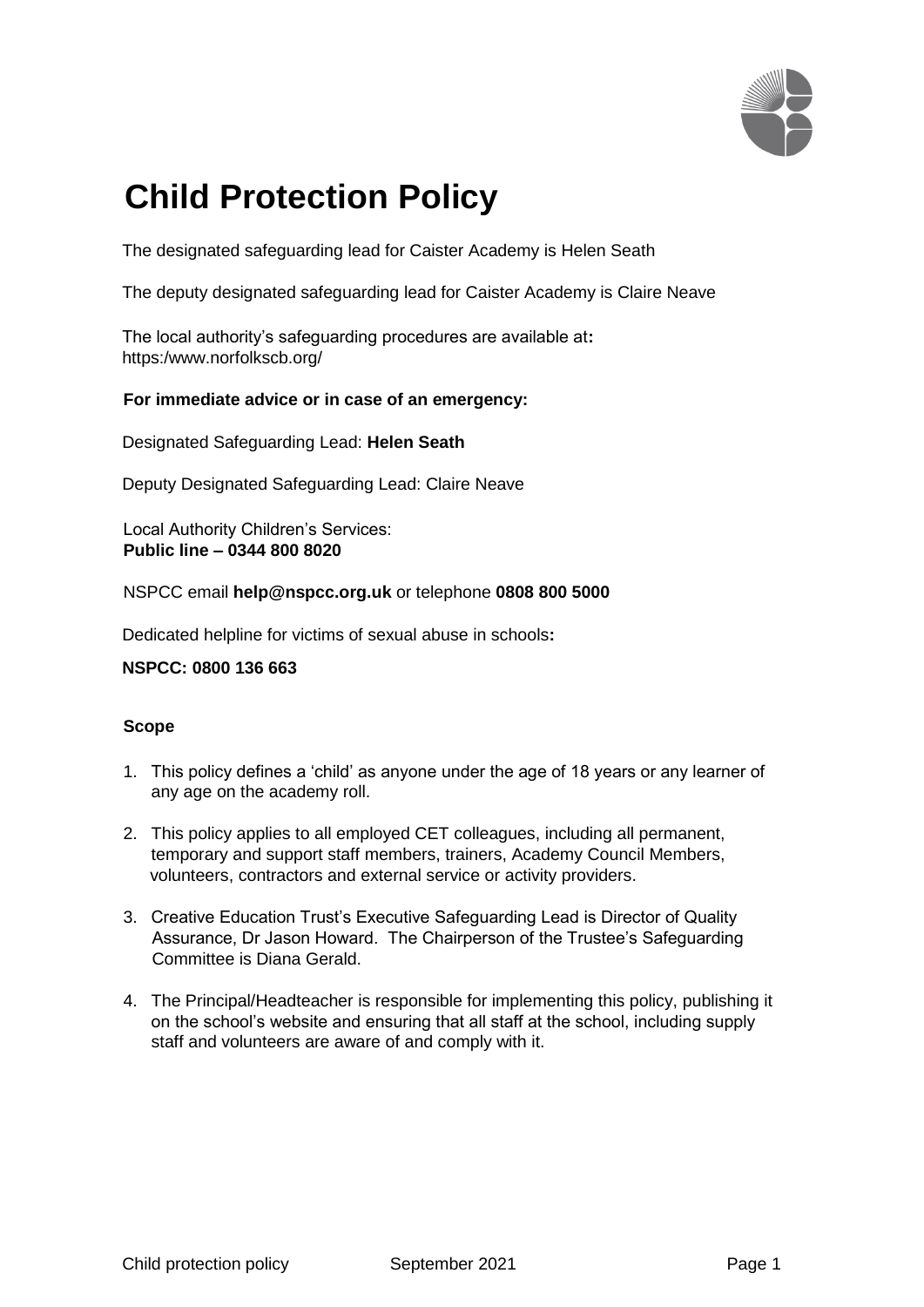# Child Protection Policy

The designated safeguarding lead for Caister Academy is Helen Seath

The deputy designated safeguarding lead for Caister Academy is Claire Neave

The local authority's safeguarding procedures are available at**:**
https:/www.norfolkscb.org/

**For immediate advice or in case of an emergency:**

Designated Safeguarding Lead: **Helen Seath**

Deputy Designated Safeguarding Lead: Claire Neave

Local Authority Children's Services:
**Public line – 0344 800 8020**

NSPCC email **help@nspcc.org.uk** or telephone **0808 800 5000**

Dedicated helpline for victims of sexual abuse in schools**:**

**NSPCC: 0800 136 663**

**Scope**

1. This policy defines a 'child' as anyone under the age of 18 years or any learner of any age on the academy roll.
2. This policy applies to all employed CET colleagues, including all permanent, temporary and support staff members, trainers, Academy Council Members, volunteers, contractors and external service or activity providers.
3. Creative Education Trust's Executive Safeguarding Lead is Director of Quality Assurance, Dr Jason Howard. The Chairperson of the Trustee's Safeguarding Committee is Diana Gerald.
4. The Principal/Headteacher is responsible for implementing this policy, publishing it on the school's website and ensuring that all staff at the school, including supply staff and volunteers are aware of and comply with it.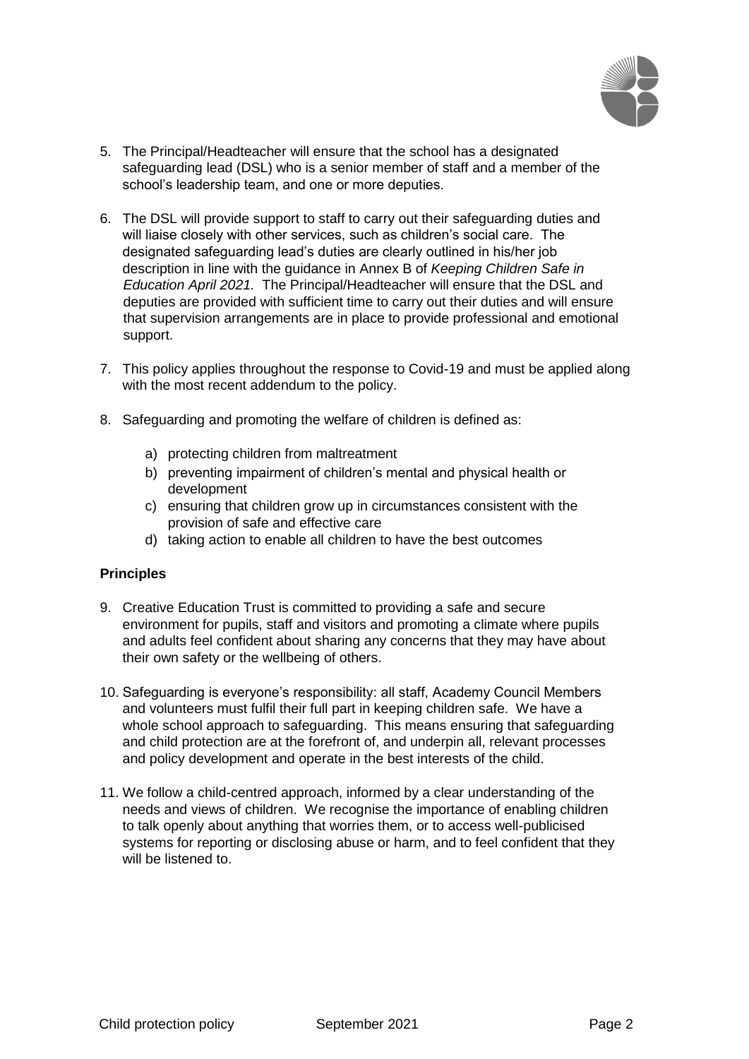5. The Principal/Headteacher will ensure that the school has a designated safeguarding lead (DSL) who is a senior member of staff and a member of the school's leadership team, and one or more deputies.

6. The DSL will provide support to staff to carry out their safeguarding duties and will liaise closely with other services, such as children's social care. The designated safeguarding lead's duties are clearly outlined in his/her job description in line with the guidance in Annex B of *Keeping Children Safe in Education April 2021.* The Principal/Headteacher will ensure that the DSL and deputies are provided with sufficient time to carry out their duties and will ensure that supervision arrangements are in place to provide professional and emotional support.

7. This policy applies throughout the response to Covid-19 and must be applied along with the most recent addendum to the policy.

8. Safeguarding and promoting the welfare of children is defined as:

   a) protecting children from maltreatment
   b) preventing impairment of children's mental and physical health or development
   c) ensuring that children grow up in circumstances consistent with the provision of safe and effective care
   d) taking action to enable all children to have the best outcomes

**Principles**

9. Creative Education Trust is committed to providing a safe and secure environment for pupils, staff and visitors and promoting a climate where pupils and adults feel confident about sharing any concerns that they may have about their own safety or the wellbeing of others.

10. Safeguarding is everyone's responsibility: all staff, Academy Council Members and volunteers must fulfil their full part in keeping children safe. We have a whole school approach to safeguarding. This means ensuring that safeguarding and child protection are at the forefront of, and underpin all, relevant processes and policy development and operate in the best interests of the child.

11. We follow a child-centred approach, informed by a clear understanding of the needs and views of children. We recognise the importance of enabling children to talk openly about anything that worries them, or to access well-publicised systems for reporting or disclosing abuse or harm, and to feel confident that they will be listened to.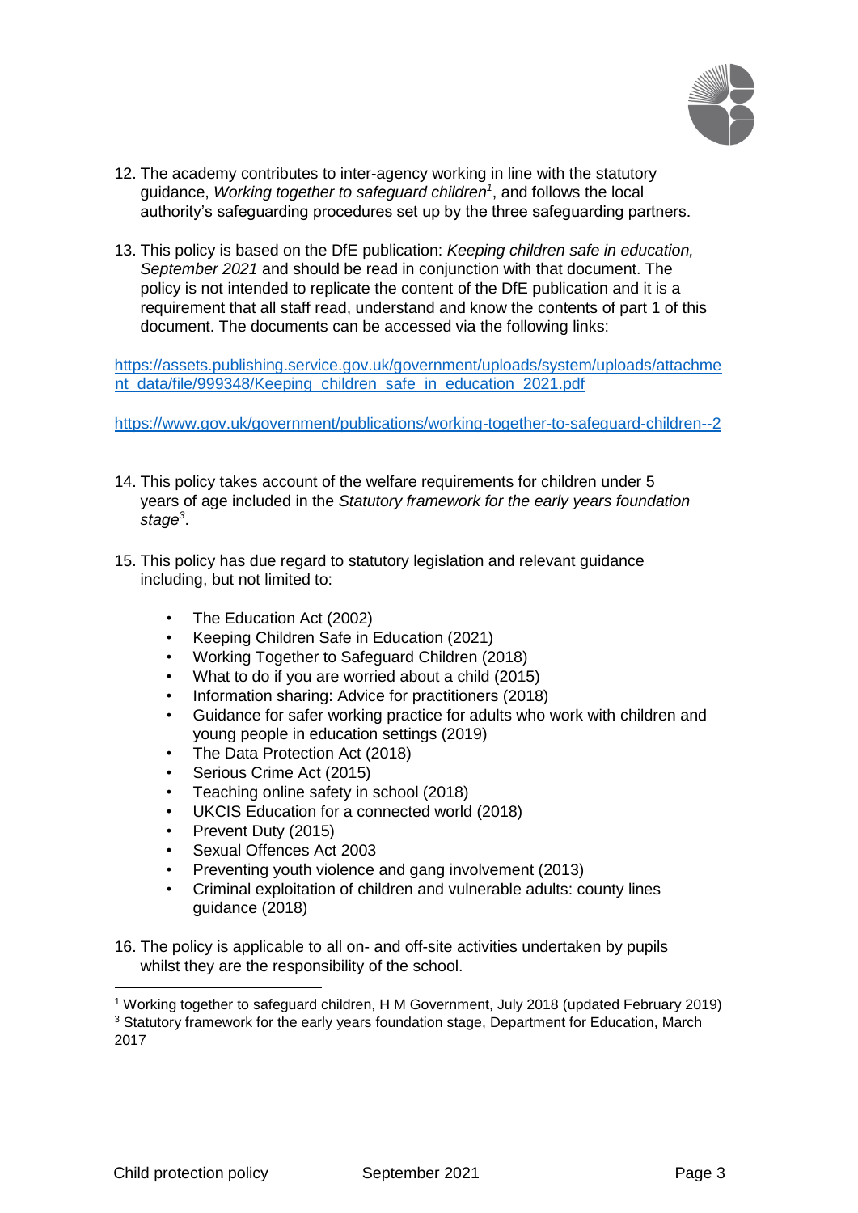12. The academy contributes to inter-agency working in line with the statutory guidance, *Working together to safeguard children*[1], and follows the local authority's safeguarding procedures set up by the three safeguarding partners.

13. This policy is based on the DfE publication: *Keeping children safe in education, September 2021* and should be read in conjunction with that document. The policy is not intended to replicate the content of the DfE publication and it is a requirement that all staff read, understand and know the contents of part 1 of this document. The documents can be accessed via the following links:

https://assets.publishing.service.gov.uk/government/uploads/system/uploads/attachment_data/file/999348/Keeping_children_safe_in_education_2021.pdf

https://www.gov.uk/government/publications/working-together-to-safeguard-children--2

14. This policy takes account of the welfare requirements for children under 5 years of age included in the *Statutory framework for the early years foundation stage*[3].

15. This policy has due regard to statutory legislation and relevant guidance including, but not limited to:

    - The Education Act (2002)
    - Keeping Children Safe in Education (2021)
    - Working Together to Safeguard Children (2018)
    - What to do if you are worried about a child (2015)
    - Information sharing: Advice for practitioners (2018)
    - Guidance for safer working practice for adults who work with children and young people in education settings (2019)
    - The Data Protection Act (2018)
    - Serious Crime Act (2015)
    - Teaching online safety in school (2018)
    - UKCIS Education for a connected world (2018)
    - Prevent Duty (2015)
    - Sexual Offences Act 2003
    - Preventing youth violence and gang involvement (2013)
    - Criminal exploitation of children and vulnerable adults: county lines guidance (2018)

16. The policy is applicable to all on- and off-site activities undertaken by pupils whilst they are the responsibility of the school.

---

[1] Working together to safeguard children, H M Government, July 2018 (updated February 2019)

[3] Statutory framework for the early years foundation stage, Department for Education, March 2017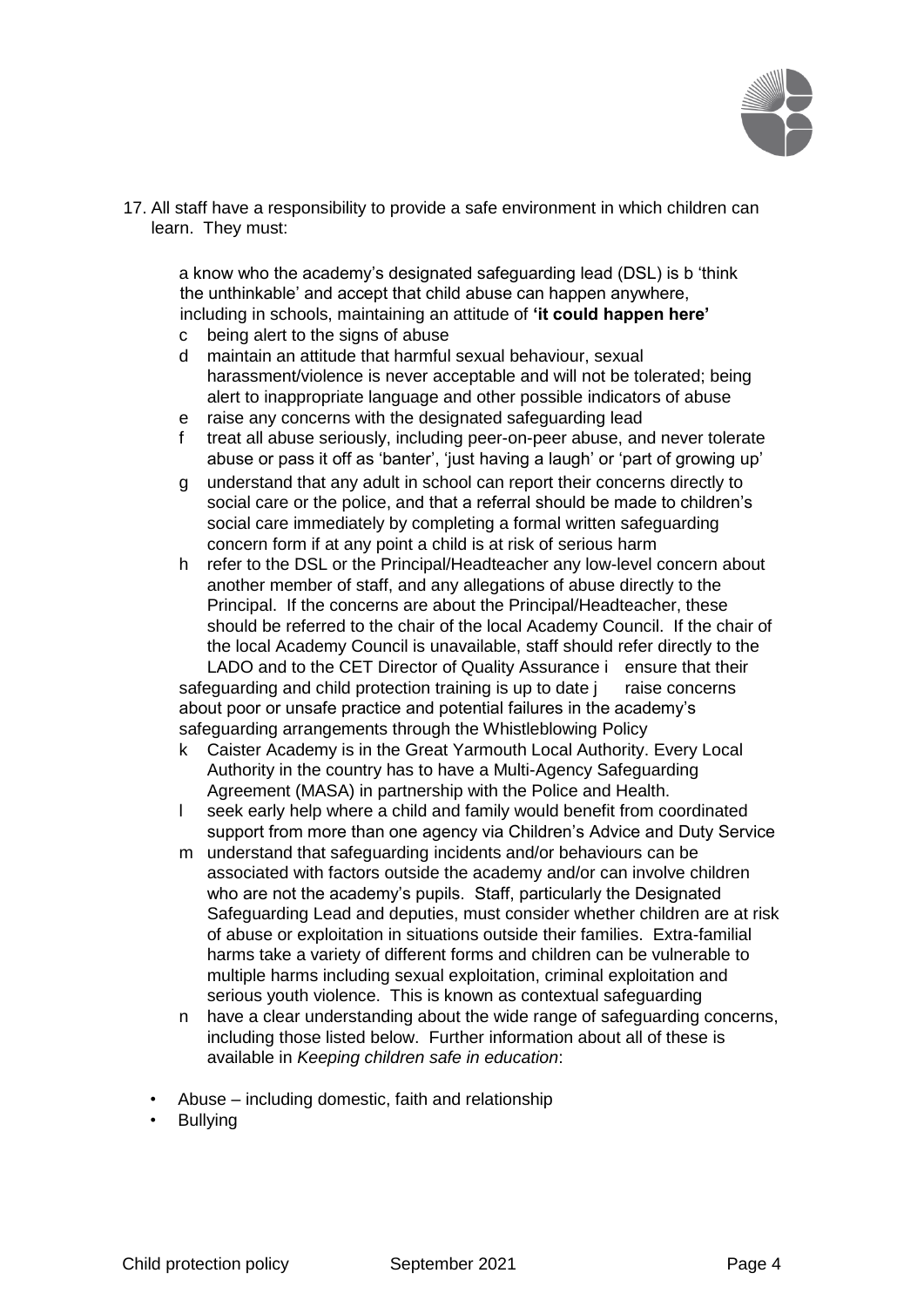17. All staff have a responsibility to provide a safe environment in which children can learn. They must:

    a know who the academy's designated safeguarding lead (DSL) is
    b 'think the unthinkable' and accept that child abuse can happen anywhere, including in schools, maintaining an attitude of **'it could happen here'**
    c being alert to the signs of abuse
    d maintain an attitude that harmful sexual behaviour, sexual harassment/violence is never acceptable and will not be tolerated; being alert to inappropriate language and other possible indicators of abuse
    e raise any concerns with the designated safeguarding lead
    f treat all abuse seriously, including peer-on-peer abuse, and never tolerate abuse or pass it off as 'banter', 'just having a laugh' or 'part of growing up'
    g understand that any adult in school can report their concerns directly to social care or the police, and that a referral should be made to children's social care immediately by completing a formal written safeguarding concern form if at any point a child is at risk of serious harm
    h refer to the DSL or the Principal/Headteacher any low-level concern about another member of staff, and any allegations of abuse directly to the Principal. If the concerns are about the Principal/Headteacher, these should be referred to the chair of the local Academy Council. If the chair of the local Academy Council is unavailable, staff should refer directly to the LADO and to the CET Director of Quality Assurance
    i ensure that their safeguarding and child protection training is up to date
    j raise concerns about poor or unsafe practice and potential failures in the academy's safeguarding arrangements through the Whistleblowing Policy
    k Caister Academy is in the Great Yarmouth Local Authority. Every Local Authority in the country has to have a Multi-Agency Safeguarding Agreement (MASA) in partnership with the Police and Health.
    l seek early help where a child and family would benefit from coordinated support from more than one agency via Children's Advice and Duty Service
    m understand that safeguarding incidents and/or behaviours can be associated with factors outside the academy and/or can involve children who are not the academy's pupils. Staff, particularly the Designated Safeguarding Lead and deputies, must consider whether children are at risk of abuse or exploitation in situations outside their families. Extra-familial harms take a variety of different forms and children can be vulnerable to multiple harms including sexual exploitation, criminal exploitation and serious youth violence. This is known as contextual safeguarding
    n have a clear understanding about the wide range of safeguarding concerns, including those listed below. Further information about all of these is available in *Keeping children safe in education*:

- Abuse – including domestic, faith and relationship
- Bullying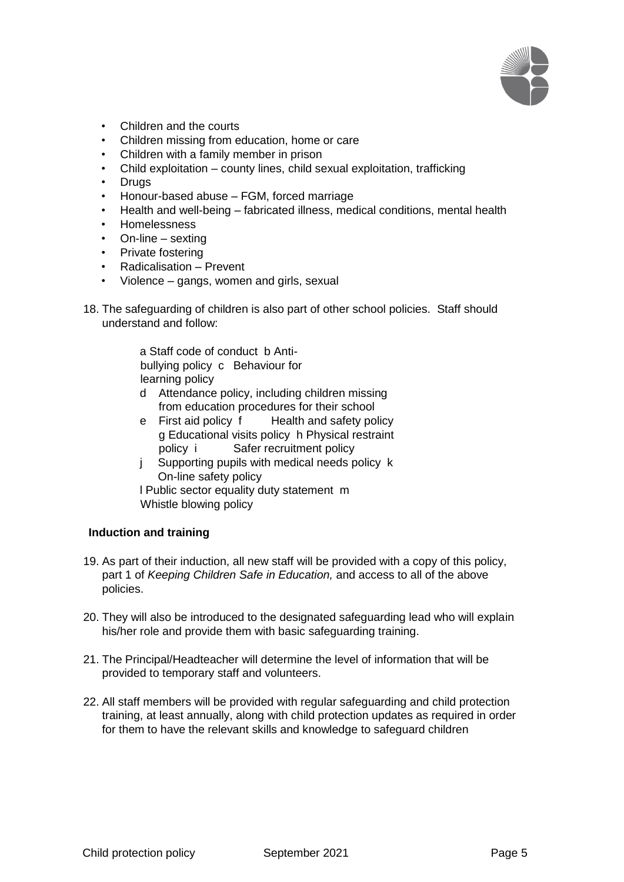- Children and the courts
- Children missing from education, home or care
- Children with a family member in prison
- Child exploitation – county lines, child sexual exploitation, trafficking
- Drugs
- Honour-based abuse – FGM, forced marriage
- Health and well-being – fabricated illness, medical conditions, mental health
- Homelessness
- On-line – sexting
- Private fostering
- Radicalisation – Prevent
- Violence – gangs, women and girls, sexual

18. The safeguarding of children is also part of other school policies. Staff should understand and follow:

    a Staff code of conduct
    b Anti-bullying policy
    c Behaviour for learning policy
    d Attendance policy, including children missing from education procedures for their school
    e First aid policy
    f Health and safety policy
    g Educational visits policy
    h Physical restraint policy
    i Safer recruitment policy
    j Supporting pupils with medical needs policy
    k On-line safety policy
    l Public sector equality duty statement
    m Whistle blowing policy

**Induction and training**

19. As part of their induction, all new staff will be provided with a copy of this policy, part 1 of *Keeping Children Safe in Education,* and access to all of the above policies.

20. They will also be introduced to the designated safeguarding lead who will explain his/her role and provide them with basic safeguarding training.

21. The Principal/Headteacher will determine the level of information that will be provided to temporary staff and volunteers.

22. All staff members will be provided with regular safeguarding and child protection training, at least annually, along with child protection updates as required in order for them to have the relevant skills and knowledge to safeguard children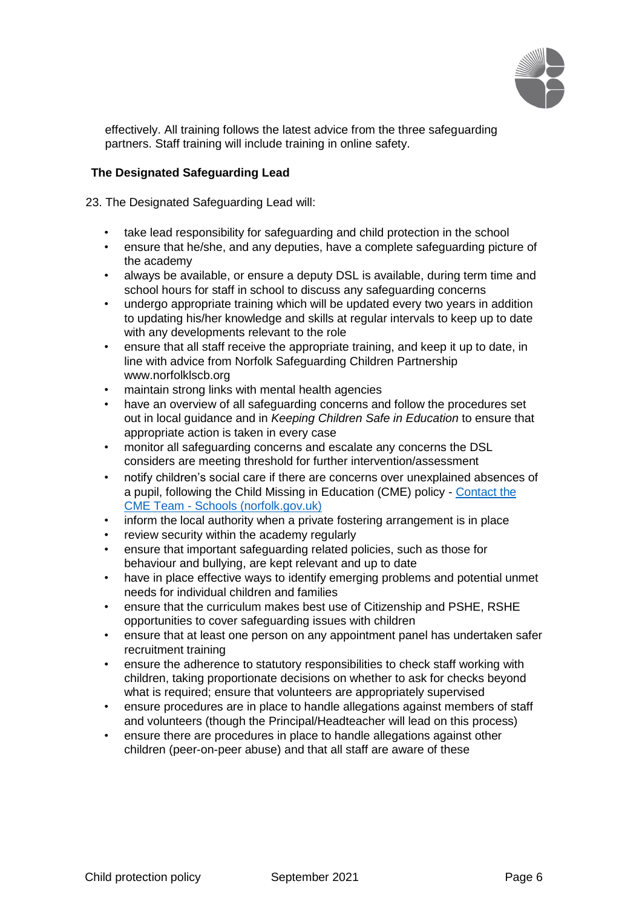effectively. All training follows the latest advice from the three safeguarding partners. Staff training will include training in online safety.

**The Designated Safeguarding Lead**

23. The Designated Safeguarding Lead will:

- take lead responsibility for safeguarding and child protection in the school
- ensure that he/she, and any deputies, have a complete safeguarding picture of the academy
- always be available, or ensure a deputy DSL is available, during term time and school hours for staff in school to discuss any safeguarding concerns
- undergo appropriate training which will be updated every two years in addition to updating his/her knowledge and skills at regular intervals to keep up to date with any developments relevant to the role
- ensure that all staff receive the appropriate training, and keep it up to date, in line with advice from Norfolk Safeguarding Children Partnership www.norfolklscb.org
- maintain strong links with mental health agencies
- have an overview of all safeguarding concerns and follow the procedures set out in local guidance and in *Keeping Children Safe in Education* to ensure that appropriate action is taken in every case
- monitor all safeguarding concerns and escalate any concerns the DSL considers are meeting threshold for further intervention/assessment
- notify children's social care if there are concerns over unexplained absences of a pupil, following the Child Missing in Education (CME) policy - [Contact the CME Team - Schools (norfolk.gov.uk)]
- inform the local authority when a private fostering arrangement is in place
- review security within the academy regularly
- ensure that important safeguarding related policies, such as those for behaviour and bullying, are kept relevant and up to date
- have in place effective ways to identify emerging problems and potential unmet needs for individual children and families
- ensure that the curriculum makes best use of Citizenship and PSHE, RSHE opportunities to cover safeguarding issues with children
- ensure that at least one person on any appointment panel has undertaken safer recruitment training
- ensure the adherence to statutory responsibilities to check staff working with children, taking proportionate decisions on whether to ask for checks beyond what is required; ensure that volunteers are appropriately supervised
- ensure procedures are in place to handle allegations against members of staff and volunteers (though the Principal/Headteacher will lead on this process)
- ensure there are procedures in place to handle allegations against other children (peer-on-peer abuse) and that all staff are aware of these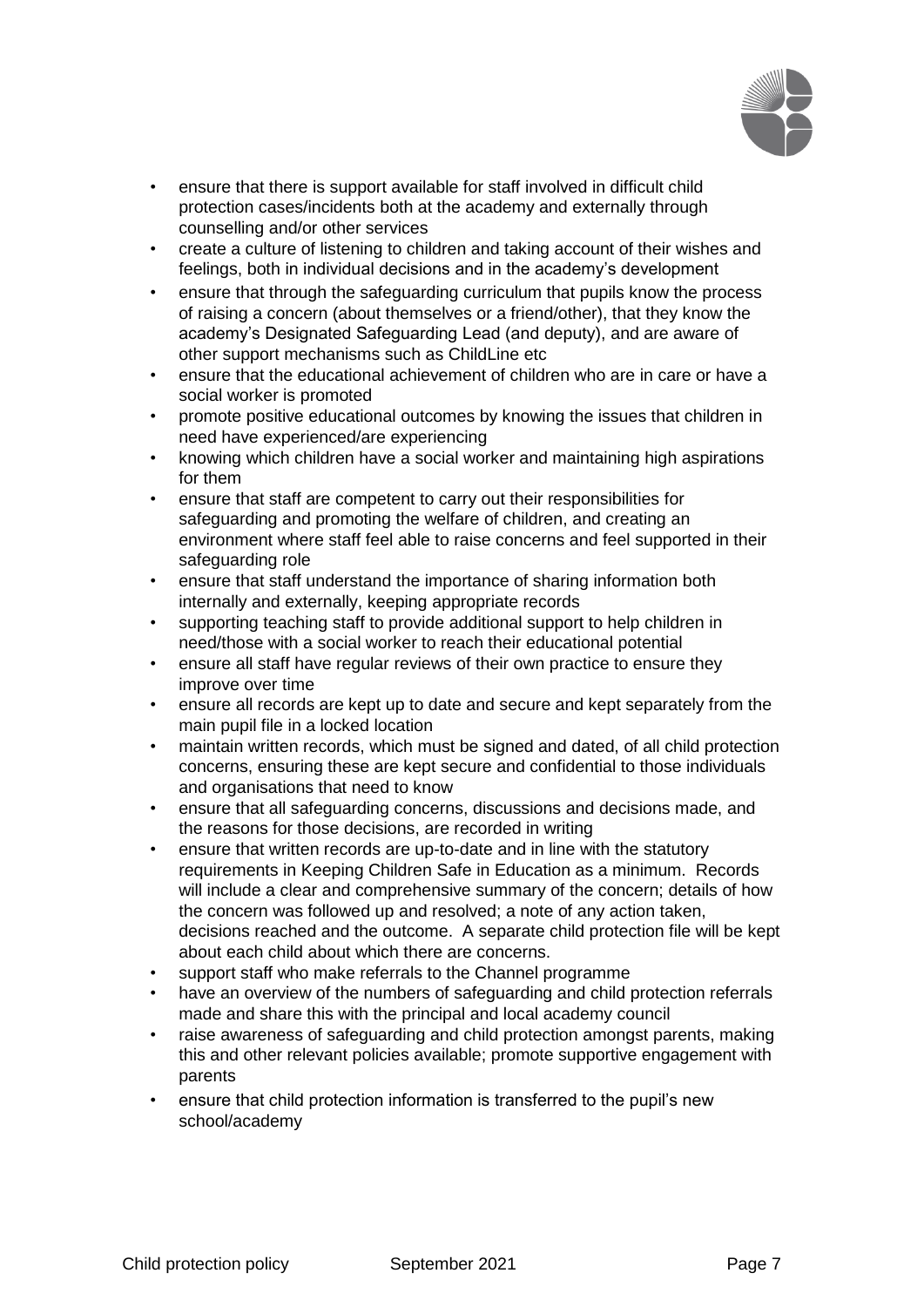- ensure that there is support available for staff involved in difficult child protection cases/incidents both at the academy and externally through counselling and/or other services
- create a culture of listening to children and taking account of their wishes and feelings, both in individual decisions and in the academy's development
- ensure that through the safeguarding curriculum that pupils know the process of raising a concern (about themselves or a friend/other), that they know the academy's Designated Safeguarding Lead (and deputy), and are aware of other support mechanisms such as ChildLine etc
- ensure that the educational achievement of children who are in care or have a social worker is promoted
- promote positive educational outcomes by knowing the issues that children in need have experienced/are experiencing
- knowing which children have a social worker and maintaining high aspirations for them
- ensure that staff are competent to carry out their responsibilities for safeguarding and promoting the welfare of children, and creating an environment where staff feel able to raise concerns and feel supported in their safeguarding role
- ensure that staff understand the importance of sharing information both internally and externally, keeping appropriate records
- supporting teaching staff to provide additional support to help children in need/those with a social worker to reach their educational potential
- ensure all staff have regular reviews of their own practice to ensure they improve over time
- ensure all records are kept up to date and secure and kept separately from the main pupil file in a locked location
- maintain written records, which must be signed and dated, of all child protection concerns, ensuring these are kept secure and confidential to those individuals and organisations that need to know
- ensure that all safeguarding concerns, discussions and decisions made, and the reasons for those decisions, are recorded in writing
- ensure that written records are up-to-date and in line with the statutory requirements in Keeping Children Safe in Education as a minimum. Records will include a clear and comprehensive summary of the concern; details of how the concern was followed up and resolved; a note of any action taken, decisions reached and the outcome. A separate child protection file will be kept about each child about which there are concerns.
- support staff who make referrals to the Channel programme
- have an overview of the numbers of safeguarding and child protection referrals made and share this with the principal and local academy council
- raise awareness of safeguarding and child protection amongst parents, making this and other relevant policies available; promote supportive engagement with parents
- ensure that child protection information is transferred to the pupil's new school/academy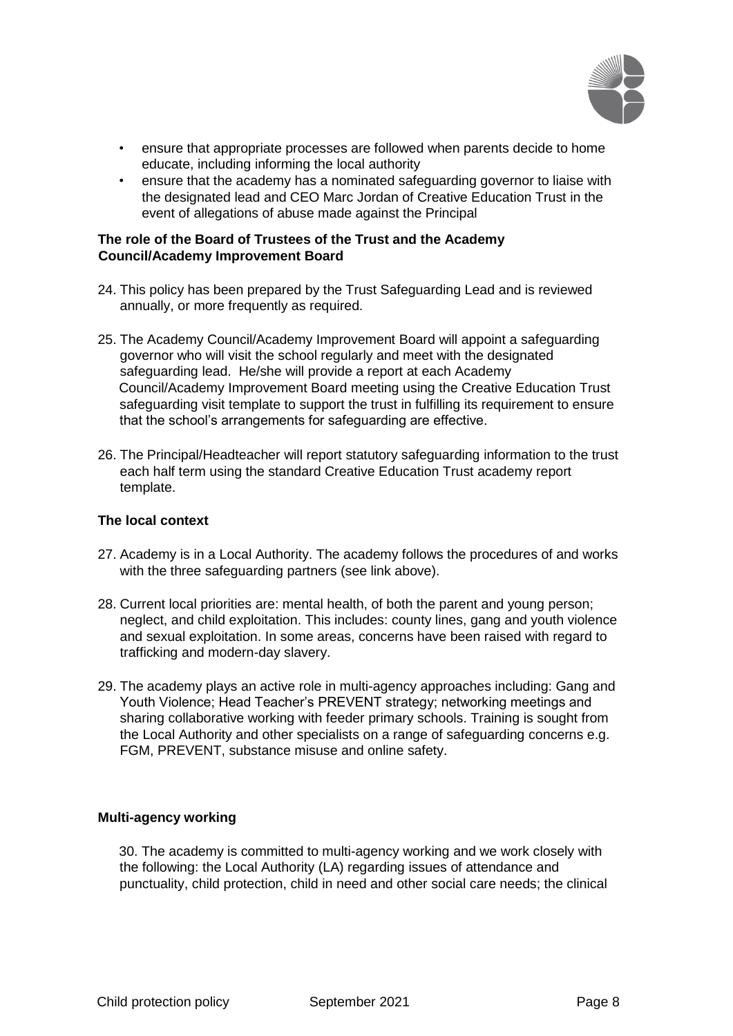- ensure that appropriate processes are followed when parents decide to home educate, including informing the local authority
- ensure that the academy has a nominated safeguarding governor to liaise with the designated lead and CEO Marc Jordan of Creative Education Trust in the event of allegations of abuse made against the Principal

**The role of the Board of Trustees of the Trust and the Academy Council/Academy Improvement Board**

24. This policy has been prepared by the Trust Safeguarding Lead and is reviewed annually, or more frequently as required.

25. The Academy Council/Academy Improvement Board will appoint a safeguarding governor who will visit the school regularly and meet with the designated safeguarding lead. He/she will provide a report at each Academy Council/Academy Improvement Board meeting using the Creative Education Trust safeguarding visit template to support the trust in fulfilling its requirement to ensure that the school's arrangements for safeguarding are effective.

26. The Principal/Headteacher will report statutory safeguarding information to the trust each half term using the standard Creative Education Trust academy report template.

**The local context**

27. Academy is in a Local Authority. The academy follows the procedures of and works with the three safeguarding partners (see link above).

28. Current local priorities are: mental health, of both the parent and young person; neglect, and child exploitation. This includes: county lines, gang and youth violence and sexual exploitation. In some areas, concerns have been raised with regard to trafficking and modern-day slavery.

29. The academy plays an active role in multi-agency approaches including: Gang and Youth Violence; Head Teacher's PREVENT strategy; networking meetings and sharing collaborative working with feeder primary schools. Training is sought from the Local Authority and other specialists on a range of safeguarding concerns e.g. FGM, PREVENT, substance misuse and online safety.

**Multi-agency working**

30. The academy is committed to multi-agency working and we work closely with the following: the Local Authority (LA) regarding issues of attendance and punctuality, child protection, child in need and other social care needs; the clinical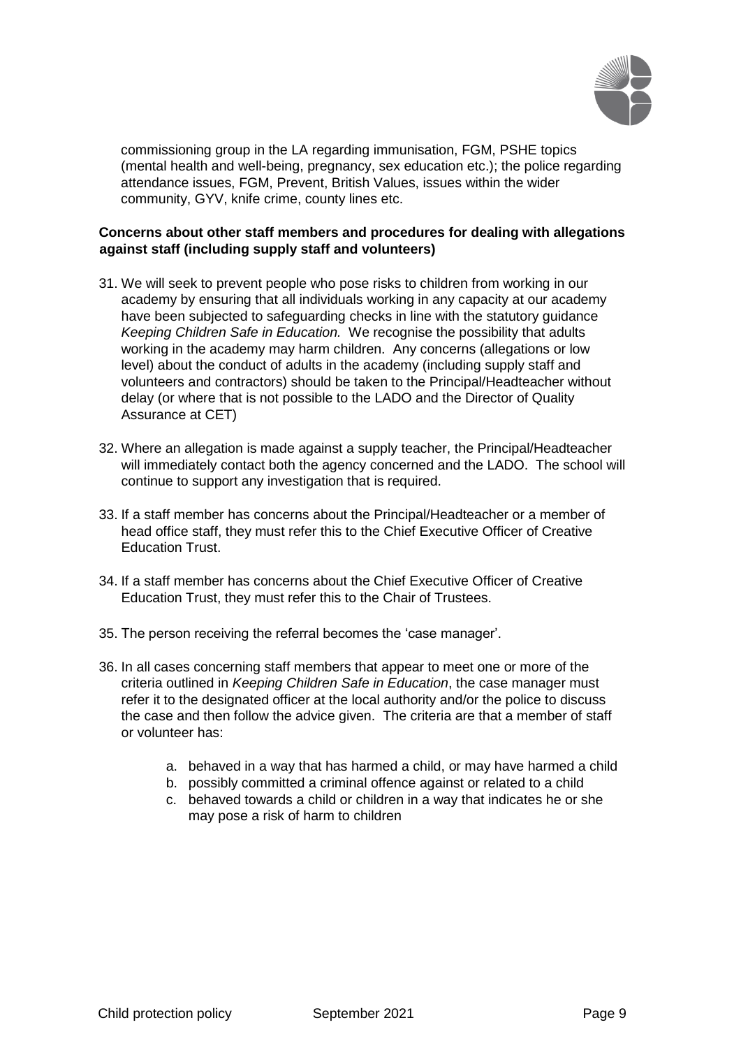commissioning group in the LA regarding immunisation, FGM, PSHE topics (mental health and well-being, pregnancy, sex education etc.); the police regarding attendance issues, FGM, Prevent, British Values, issues within the wider community, GYV, knife crime, county lines etc.

**Concerns about other staff members and procedures for dealing with allegations against staff (including supply staff and volunteers)**

31. We will seek to prevent people who pose risks to children from working in our academy by ensuring that all individuals working in any capacity at our academy have been subjected to safeguarding checks in line with the statutory guidance *Keeping Children Safe in Education.* We recognise the possibility that adults working in the academy may harm children. Any concerns (allegations or low level) about the conduct of adults in the academy (including supply staff and volunteers and contractors) should be taken to the Principal/Headteacher without delay (or where that is not possible to the LADO and the Director of Quality Assurance at CET)

32. Where an allegation is made against a supply teacher, the Principal/Headteacher will immediately contact both the agency concerned and the LADO. The school will continue to support any investigation that is required.

33. If a staff member has concerns about the Principal/Headteacher or a member of head office staff, they must refer this to the Chief Executive Officer of Creative Education Trust.

34. If a staff member has concerns about the Chief Executive Officer of Creative Education Trust, they must refer this to the Chair of Trustees.

35. The person receiving the referral becomes the 'case manager'.

36. In all cases concerning staff members that appear to meet one or more of the criteria outlined in *Keeping Children Safe in Education*, the case manager must refer it to the designated officer at the local authority and/or the police to discuss the case and then follow the advice given. The criteria are that a member of staff or volunteer has:

    a. behaved in a way that has harmed a child, or may have harmed a child
    b. possibly committed a criminal offence against or related to a child
    c. behaved towards a child or children in a way that indicates he or she may pose a risk of harm to children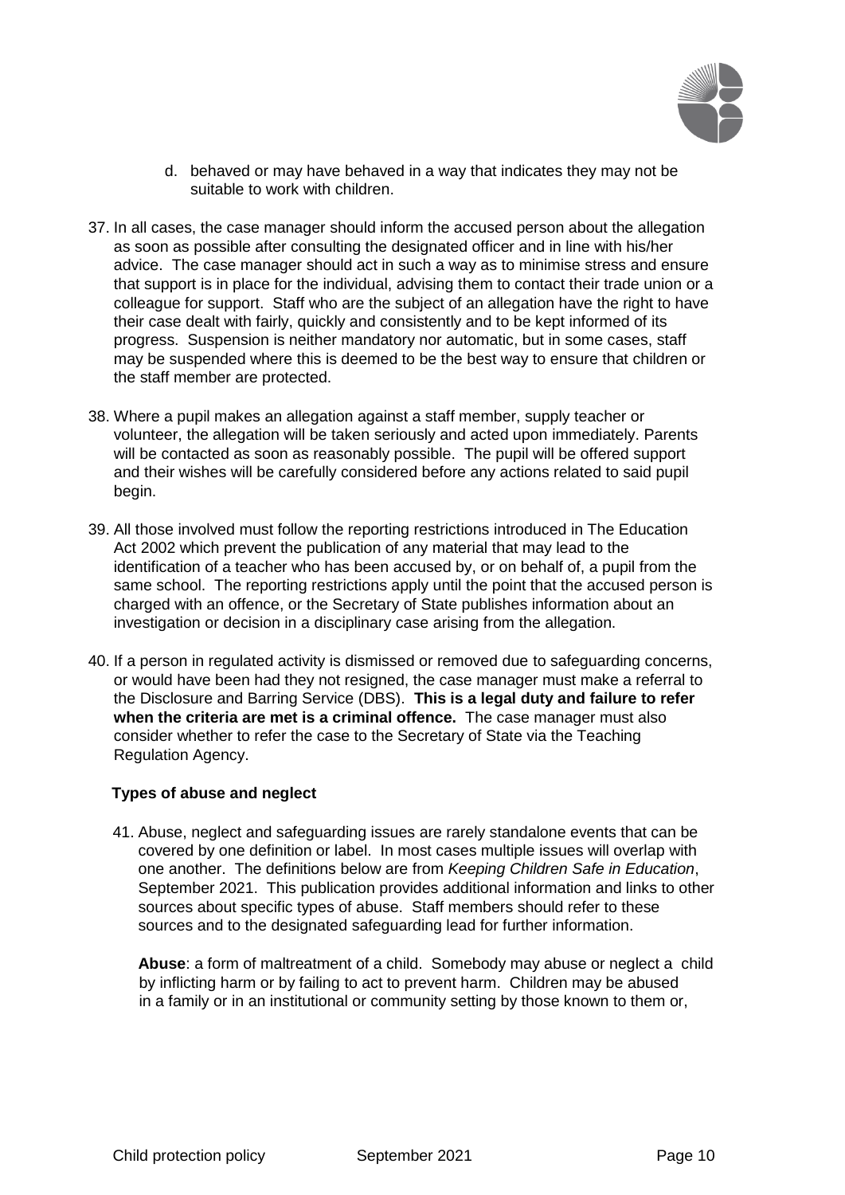d. behaved or may have behaved in a way that indicates they may not be suitable to work with children.

37. In all cases, the case manager should inform the accused person about the allegation as soon as possible after consulting the designated officer and in line with his/her advice. The case manager should act in such a way as to minimise stress and ensure that support is in place for the individual, advising them to contact their trade union or a colleague for support. Staff who are the subject of an allegation have the right to have their case dealt with fairly, quickly and consistently and to be kept informed of its progress. Suspension is neither mandatory nor automatic, but in some cases, staff may be suspended where this is deemed to be the best way to ensure that children or the staff member are protected.

38. Where a pupil makes an allegation against a staff member, supply teacher or volunteer, the allegation will be taken seriously and acted upon immediately. Parents will be contacted as soon as reasonably possible. The pupil will be offered support and their wishes will be carefully considered before any actions related to said pupil begin.

39. All those involved must follow the reporting restrictions introduced in The Education Act 2002 which prevent the publication of any material that may lead to the identification of a teacher who has been accused by, or on behalf of, a pupil from the same school. The reporting restrictions apply until the point that the accused person is charged with an offence, or the Secretary of State publishes information about an investigation or decision in a disciplinary case arising from the allegation.

40. If a person in regulated activity is dismissed or removed due to safeguarding concerns, or would have been had they not resigned, the case manager must make a referral to the Disclosure and Barring Service (DBS). **This is a legal duty and failure to refer when the criteria are met is a criminal offence.** The case manager must also consider whether to refer the case to the Secretary of State via the Teaching Regulation Agency.

### Types of abuse and neglect

41. Abuse, neglect and safeguarding issues are rarely standalone events that can be covered by one definition or label. In most cases multiple issues will overlap with one another. The definitions below are from *Keeping Children Safe in Education*, September 2021. This publication provides additional information and links to other sources about specific types of abuse. Staff members should refer to these sources and to the designated safeguarding lead for further information.

**Abuse**: a form of maltreatment of a child. Somebody may abuse or neglect a child by inflicting harm or by failing to act to prevent harm. Children may be abused in a family or in an institutional or community setting by those known to them or,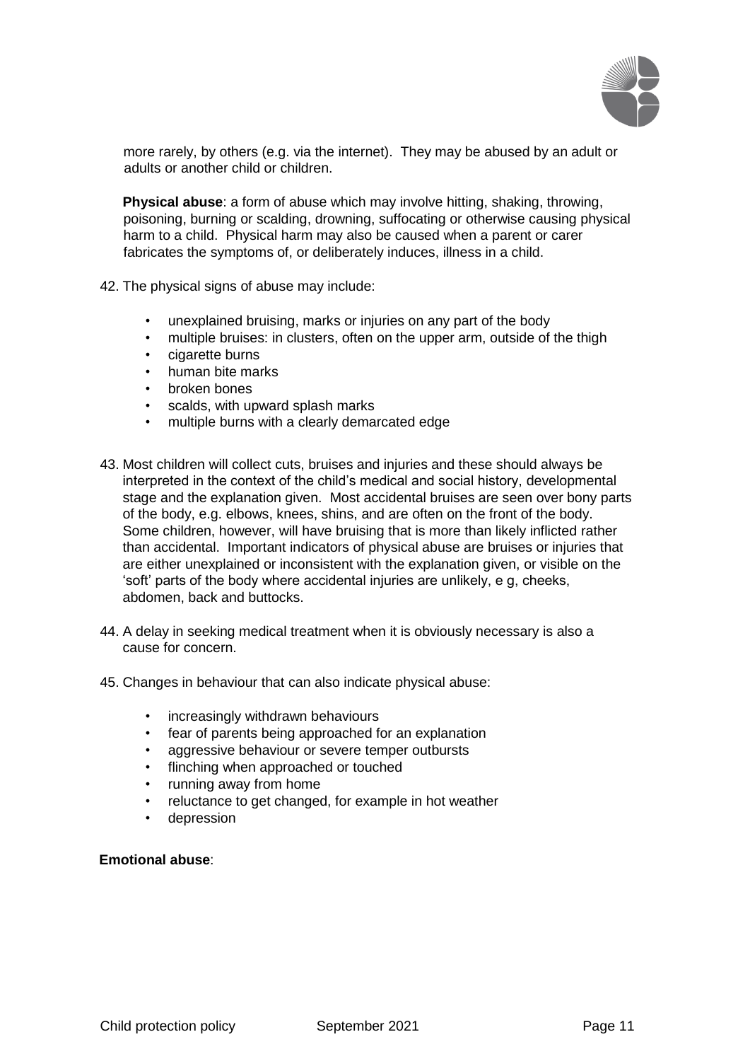more rarely, by others (e.g. via the internet). They may be abused by an adult or adults or another child or children.

**Physical abuse**: a form of abuse which may involve hitting, shaking, throwing, poisoning, burning or scalding, drowning, suffocating or otherwise causing physical harm to a child. Physical harm may also be caused when a parent or carer fabricates the symptoms of, or deliberately induces, illness in a child.

42. The physical signs of abuse may include:

- unexplained bruising, marks or injuries on any part of the body
- multiple bruises: in clusters, often on the upper arm, outside of the thigh
- cigarette burns
- human bite marks
- broken bones
- scalds, with upward splash marks
- multiple burns with a clearly demarcated edge

43. Most children will collect cuts, bruises and injuries and these should always be interpreted in the context of the child's medical and social history, developmental stage and the explanation given. Most accidental bruises are seen over bony parts of the body, e.g. elbows, knees, shins, and are often on the front of the body. Some children, however, will have bruising that is more than likely inflicted rather than accidental. Important indicators of physical abuse are bruises or injuries that are either unexplained or inconsistent with the explanation given, or visible on the 'soft' parts of the body where accidental injuries are unlikely, e g, cheeks, abdomen, back and buttocks.

44. A delay in seeking medical treatment when it is obviously necessary is also a cause for concern.

45. Changes in behaviour that can also indicate physical abuse:

- increasingly withdrawn behaviours
- fear of parents being approached for an explanation
- aggressive behaviour or severe temper outbursts
- flinching when approached or touched
- running away from home
- reluctance to get changed, for example in hot weather
- depression

**Emotional abuse**: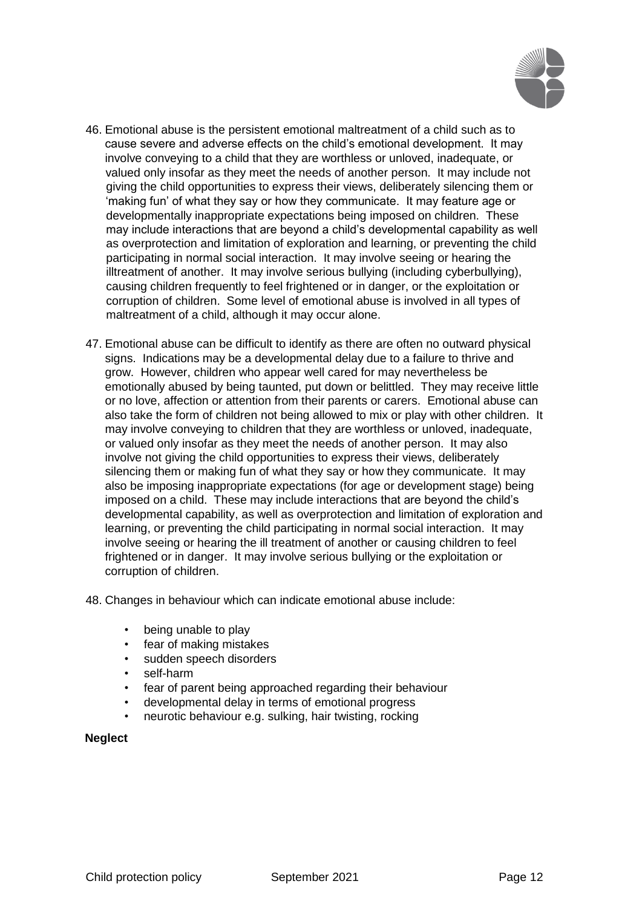46. Emotional abuse is the persistent emotional maltreatment of a child such as to cause severe and adverse effects on the child's emotional development. It may involve conveying to a child that they are worthless or unloved, inadequate, or valued only insofar as they meet the needs of another person. It may include not giving the child opportunities to express their views, deliberately silencing them or 'making fun' of what they say or how they communicate. It may feature age or developmentally inappropriate expectations being imposed on children. These may include interactions that are beyond a child's developmental capability as well as overprotection and limitation of exploration and learning, or preventing the child participating in normal social interaction. It may involve seeing or hearing the illtreatment of another. It may involve serious bullying (including cyberbullying), causing children frequently to feel frightened or in danger, or the exploitation or corruption of children. Some level of emotional abuse is involved in all types of maltreatment of a child, although it may occur alone.

47. Emotional abuse can be difficult to identify as there are often no outward physical signs. Indications may be a developmental delay due to a failure to thrive and grow. However, children who appear well cared for may nevertheless be emotionally abused by being taunted, put down or belittled. They may receive little or no love, affection or attention from their parents or carers. Emotional abuse can also take the form of children not being allowed to mix or play with other children. It may involve conveying to children that they are worthless or unloved, inadequate, or valued only insofar as they meet the needs of another person. It may also involve not giving the child opportunities to express their views, deliberately silencing them or making fun of what they say or how they communicate. It may also be imposing inappropriate expectations (for age or development stage) being imposed on a child. These may include interactions that are beyond the child's developmental capability, as well as overprotection and limitation of exploration and learning, or preventing the child participating in normal social interaction. It may involve seeing or hearing the ill treatment of another or causing children to feel frightened or in danger. It may involve serious bullying or the exploitation or corruption of children.

48. Changes in behaviour which can indicate emotional abuse include:

- being unable to play
- fear of making mistakes
- sudden speech disorders
- self-harm
- fear of parent being approached regarding their behaviour
- developmental delay in terms of emotional progress
- neurotic behaviour e.g. sulking, hair twisting, rocking

**Neglect**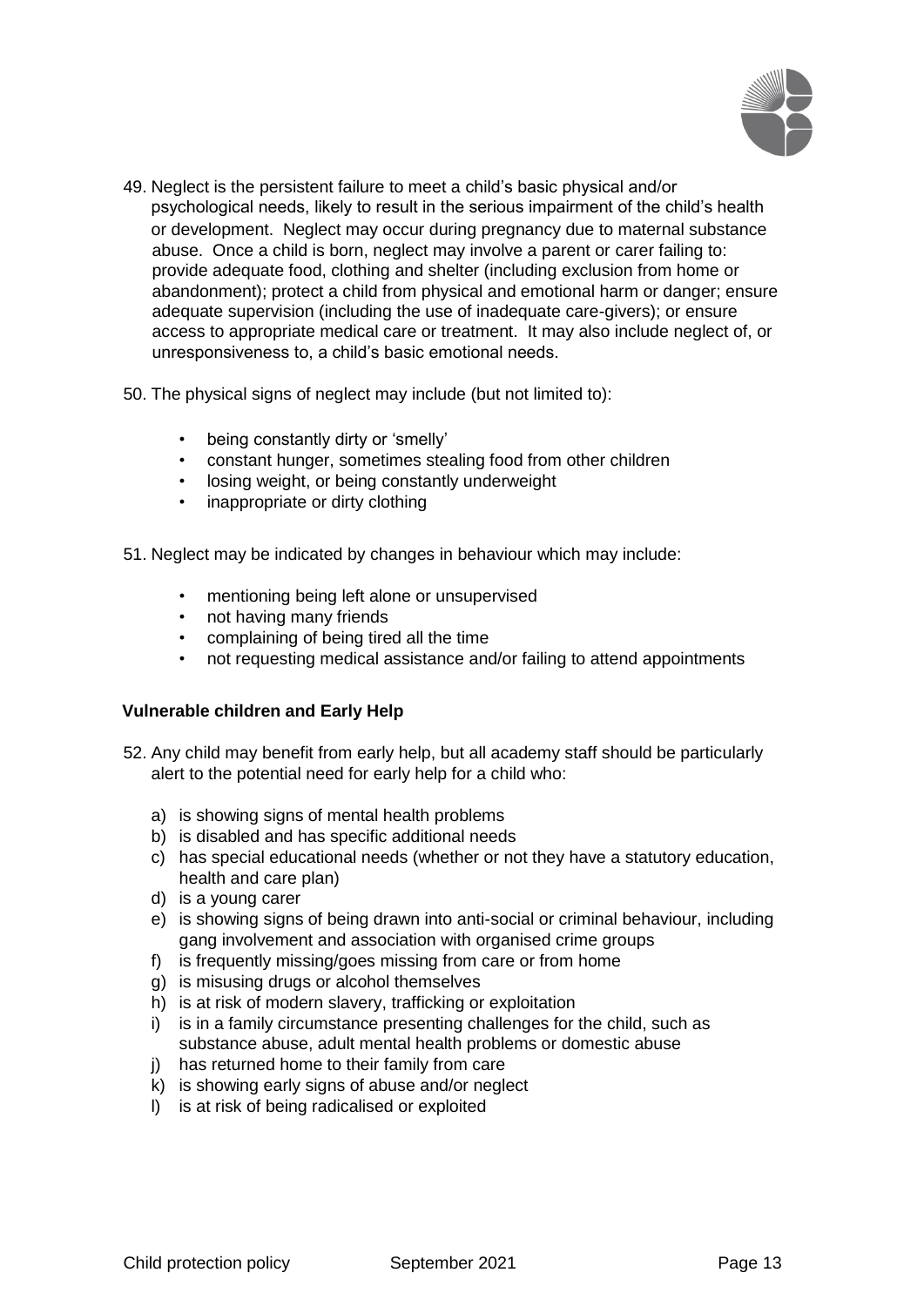49. Neglect is the persistent failure to meet a child's basic physical and/or psychological needs, likely to result in the serious impairment of the child's health or development. Neglect may occur during pregnancy due to maternal substance abuse. Once a child is born, neglect may involve a parent or carer failing to: provide adequate food, clothing and shelter (including exclusion from home or abandonment); protect a child from physical and emotional harm or danger; ensure adequate supervision (including the use of inadequate care-givers); or ensure access to appropriate medical care or treatment. It may also include neglect of, or unresponsiveness to, a child's basic emotional needs.

50. The physical signs of neglect may include (but not limited to):

    - being constantly dirty or 'smelly'
    - constant hunger, sometimes stealing food from other children
    - losing weight, or being constantly underweight
    - inappropriate or dirty clothing

51. Neglect may be indicated by changes in behaviour which may include:

    - mentioning being left alone or unsupervised
    - not having many friends
    - complaining of being tired all the time
    - not requesting medical assistance and/or failing to attend appointments

**Vulnerable children and Early Help**

52. Any child may benefit from early help, but all academy staff should be particularly alert to the potential need for early help for a child who:

    a) is showing signs of mental health problems
    b) is disabled and has specific additional needs
    c) has special educational needs (whether or not they have a statutory education, health and care plan)
    d) is a young carer
    e) is showing signs of being drawn into anti-social or criminal behaviour, including gang involvement and association with organised crime groups
    f) is frequently missing/goes missing from care or from home
    g) is misusing drugs or alcohol themselves
    h) is at risk of modern slavery, trafficking or exploitation
    i) is in a family circumstance presenting challenges for the child, such as substance abuse, adult mental health problems or domestic abuse
    j) has returned home to their family from care
    k) is showing early signs of abuse and/or neglect
    l) is at risk of being radicalised or exploited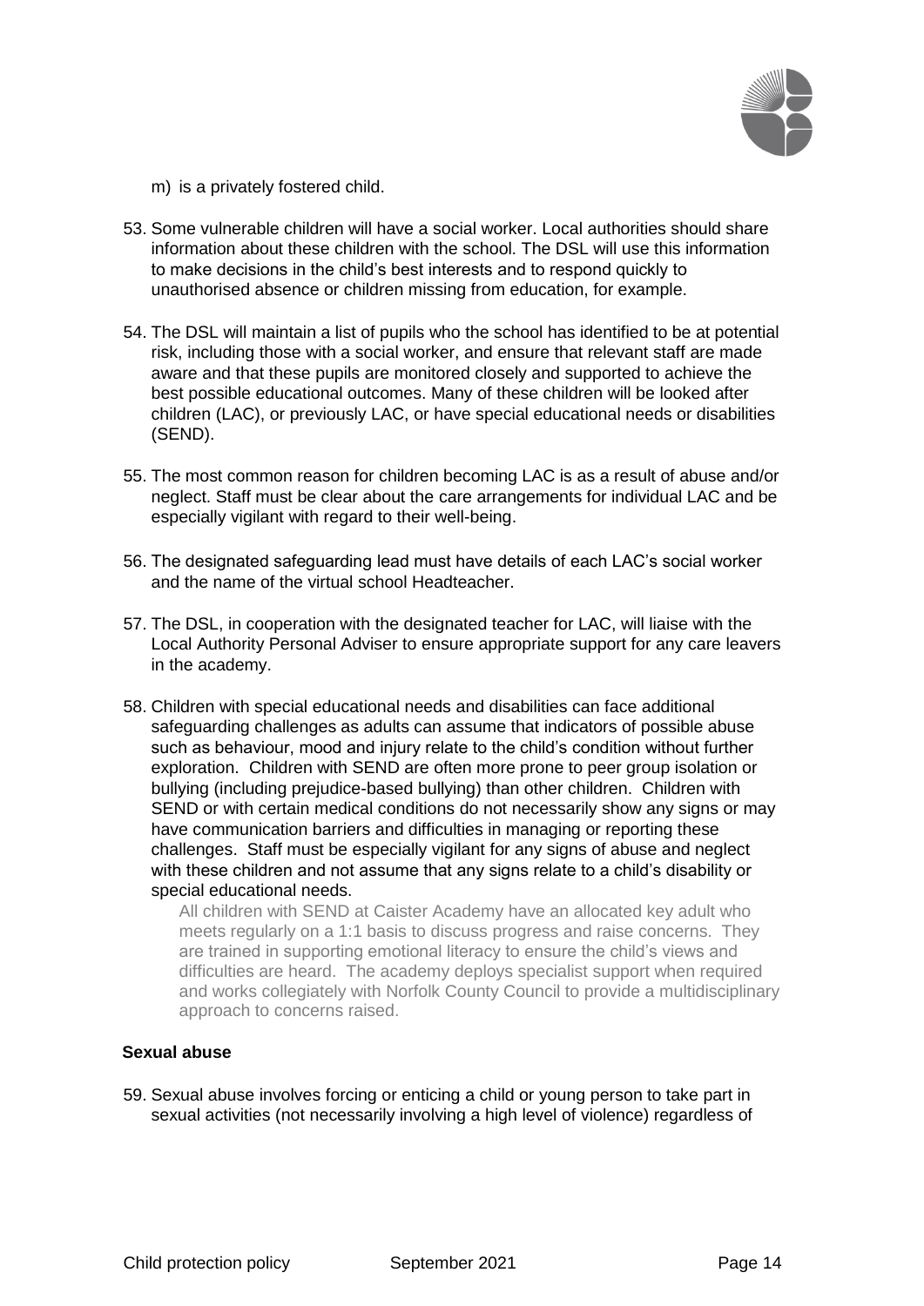m) is a privately fostered child.

53. Some vulnerable children will have a social worker. Local authorities should share information about these children with the school. The DSL will use this information to make decisions in the child's best interests and to respond quickly to unauthorised absence or children missing from education, for example.

54. The DSL will maintain a list of pupils who the school has identified to be at potential risk, including those with a social worker, and ensure that relevant staff are made aware and that these pupils are monitored closely and supported to achieve the best possible educational outcomes. Many of these children will be looked after children (LAC), or previously LAC, or have special educational needs or disabilities (SEND).

55. The most common reason for children becoming LAC is as a result of abuse and/or neglect. Staff must be clear about the care arrangements for individual LAC and be especially vigilant with regard to their well-being.

56. The designated safeguarding lead must have details of each LAC's social worker and the name of the virtual school Headteacher.

57. The DSL, in cooperation with the designated teacher for LAC, will liaise with the Local Authority Personal Adviser to ensure appropriate support for any care leavers in the academy.

58. Children with special educational needs and disabilities can face additional safeguarding challenges as adults can assume that indicators of possible abuse such as behaviour, mood and injury relate to the child's condition without further exploration. Children with SEND are often more prone to peer group isolation or bullying (including prejudice-based bullying) than other children. Children with SEND or with certain medical conditions do not necessarily show any signs or may have communication barriers and difficulties in managing or reporting these challenges. Staff must be especially vigilant for any signs of abuse and neglect with these children and not assume that any signs relate to a child's disability or special educational needs.

    All children with SEND at Caister Academy have an allocated key adult who meets regularly on a 1:1 basis to discuss progress and raise concerns. They are trained in supporting emotional literacy to ensure the child's views and difficulties are heard. The academy deploys specialist support when required and works collegiately with Norfolk County Council to provide a multidisciplinary approach to concerns raised.

**Sexual abuse**

59. Sexual abuse involves forcing or enticing a child or young person to take part in sexual activities (not necessarily involving a high level of violence) regardless of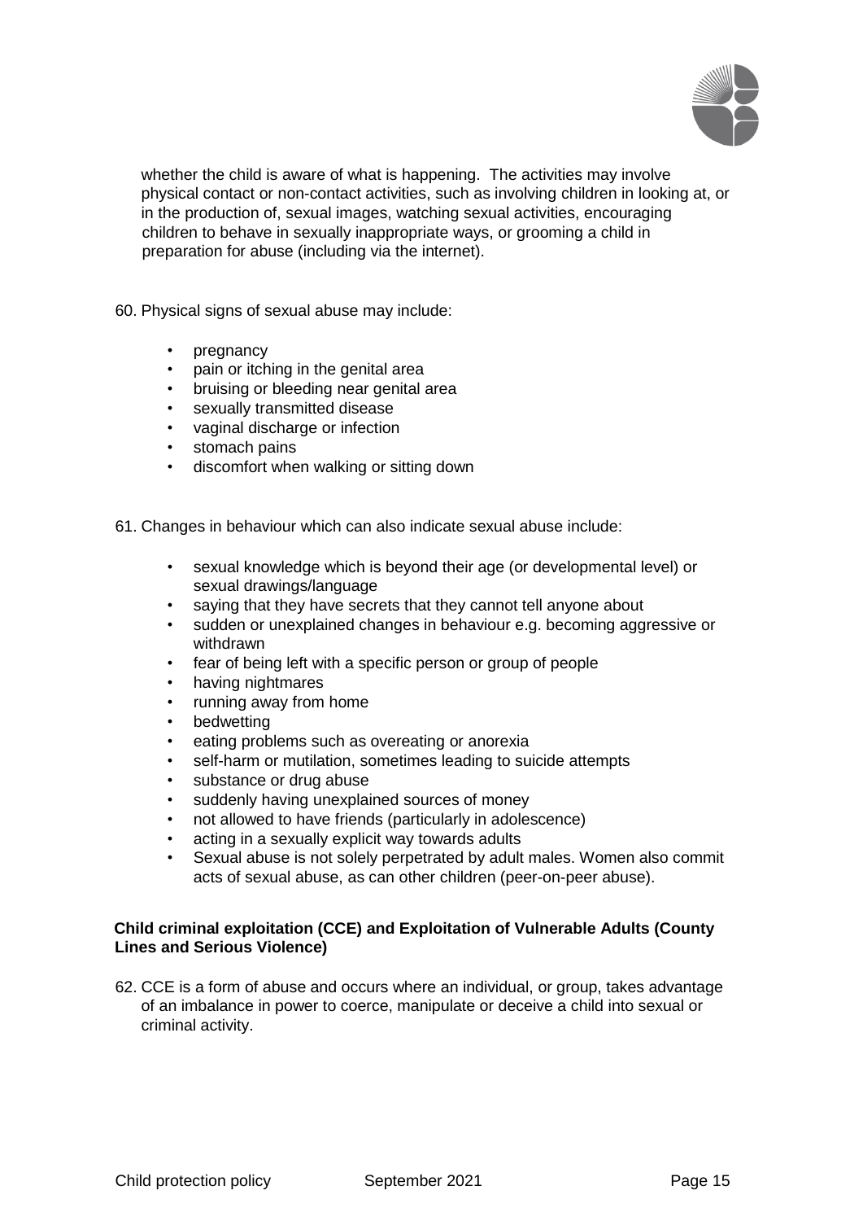whether the child is aware of what is happening. The activities may involve physical contact or non-contact activities, such as involving children in looking at, or in the production of, sexual images, watching sexual activities, encouraging children to behave in sexually inappropriate ways, or grooming a child in preparation for abuse (including via the internet).

60. Physical signs of sexual abuse may include:

- pregnancy
- pain or itching in the genital area
- bruising or bleeding near genital area
- sexually transmitted disease
- vaginal discharge or infection
- stomach pains
- discomfort when walking or sitting down

61. Changes in behaviour which can also indicate sexual abuse include:

- sexual knowledge which is beyond their age (or developmental level) or sexual drawings/language
- saying that they have secrets that they cannot tell anyone about
- sudden or unexplained changes in behaviour e.g. becoming aggressive or withdrawn
- fear of being left with a specific person or group of people
- having nightmares
- running away from home
- bedwetting
- eating problems such as overeating or anorexia
- self-harm or mutilation, sometimes leading to suicide attempts
- substance or drug abuse
- suddenly having unexplained sources of money
- not allowed to have friends (particularly in adolescence)
- acting in a sexually explicit way towards adults
- Sexual abuse is not solely perpetrated by adult males. Women also commit acts of sexual abuse, as can other children (peer-on-peer abuse).

**Child criminal exploitation (CCE) and Exploitation of Vulnerable Adults (County Lines and Serious Violence)**

62. CCE is a form of abuse and occurs where an individual, or group, takes advantage of an imbalance in power to coerce, manipulate or deceive a child into sexual or criminal activity.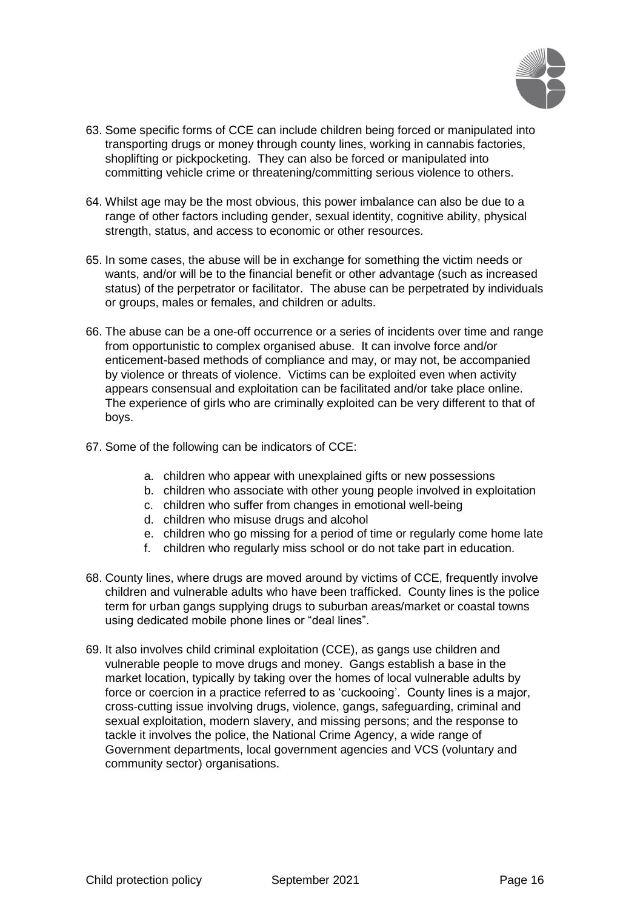63. Some specific forms of CCE can include children being forced or manipulated into transporting drugs or money through county lines, working in cannabis factories, shoplifting or pickpocketing. They can also be forced or manipulated into committing vehicle crime or threatening/committing serious violence to others.

64. Whilst age may be the most obvious, this power imbalance can also be due to a range of other factors including gender, sexual identity, cognitive ability, physical strength, status, and access to economic or other resources.

65. In some cases, the abuse will be in exchange for something the victim needs or wants, and/or will be to the financial benefit or other advantage (such as increased status) of the perpetrator or facilitator. The abuse can be perpetrated by individuals or groups, males or females, and children or adults.

66. The abuse can be a one-off occurrence or a series of incidents over time and range from opportunistic to complex organised abuse. It can involve force and/or enticement-based methods of compliance and may, or may not, be accompanied by violence or threats of violence. Victims can be exploited even when activity appears consensual and exploitation can be facilitated and/or take place online. The experience of girls who are criminally exploited can be very different to that of boys.

67. Some of the following can be indicators of CCE:

    a. children who appear with unexplained gifts or new possessions
    b. children who associate with other young people involved in exploitation
    c. children who suffer from changes in emotional well-being
    d. children who misuse drugs and alcohol
    e. children who go missing for a period of time or regularly come home late
    f. children who regularly miss school or do not take part in education.

68. County lines, where drugs are moved around by victims of CCE, frequently involve children and vulnerable adults who have been trafficked. County lines is the police term for urban gangs supplying drugs to suburban areas/market or coastal towns using dedicated mobile phone lines or "deal lines".

69. It also involves child criminal exploitation (CCE), as gangs use children and vulnerable people to move drugs and money. Gangs establish a base in the market location, typically by taking over the homes of local vulnerable adults by force or coercion in a practice referred to as 'cuckooing'. County lines is a major, cross-cutting issue involving drugs, violence, gangs, safeguarding, criminal and sexual exploitation, modern slavery, and missing persons; and the response to tackle it involves the police, the National Crime Agency, a wide range of Government departments, local government agencies and VCS (voluntary and community sector) organisations.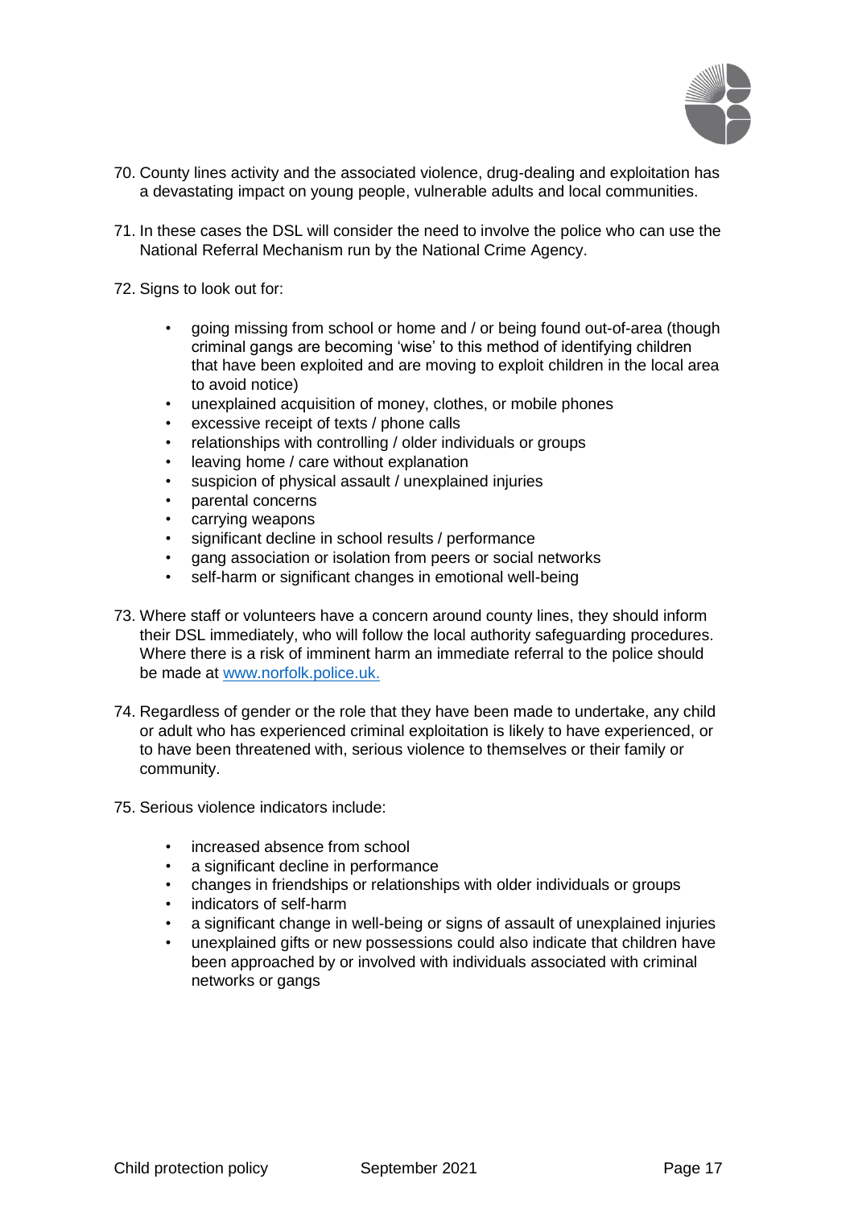70. County lines activity and the associated violence, drug-dealing and exploitation has a devastating impact on young people, vulnerable adults and local communities.

71. In these cases the DSL will consider the need to involve the police who can use the National Referral Mechanism run by the National Crime Agency.

72. Signs to look out for:

    - going missing from school or home and / or being found out-of-area (though criminal gangs are becoming 'wise' to this method of identifying children that have been exploited and are moving to exploit children in the local area to avoid notice)
    - unexplained acquisition of money, clothes, or mobile phones
    - excessive receipt of texts / phone calls
    - relationships with controlling / older individuals or groups
    - leaving home / care without explanation
    - suspicion of physical assault / unexplained injuries
    - parental concerns
    - carrying weapons
    - significant decline in school results / performance
    - gang association or isolation from peers or social networks
    - self-harm or significant changes in emotional well-being

73. Where staff or volunteers have a concern around county lines, they should inform their DSL immediately, who will follow the local authority safeguarding procedures. Where there is a risk of imminent harm an immediate referral to the police should be made at [www.norfolk.police.uk.](http://www.norfolk.police.uk)

74. Regardless of gender or the role that they have been made to undertake, any child or adult who has experienced criminal exploitation is likely to have experienced, or to have been threatened with, serious violence to themselves or their family or community.

75. Serious violence indicators include:

    - increased absence from school
    - a significant decline in performance
    - changes in friendships or relationships with older individuals or groups
    - indicators of self-harm
    - a significant change in well-being or signs of assault of unexplained injuries
    - unexplained gifts or new possessions could also indicate that children have been approached by or involved with individuals associated with criminal networks or gangs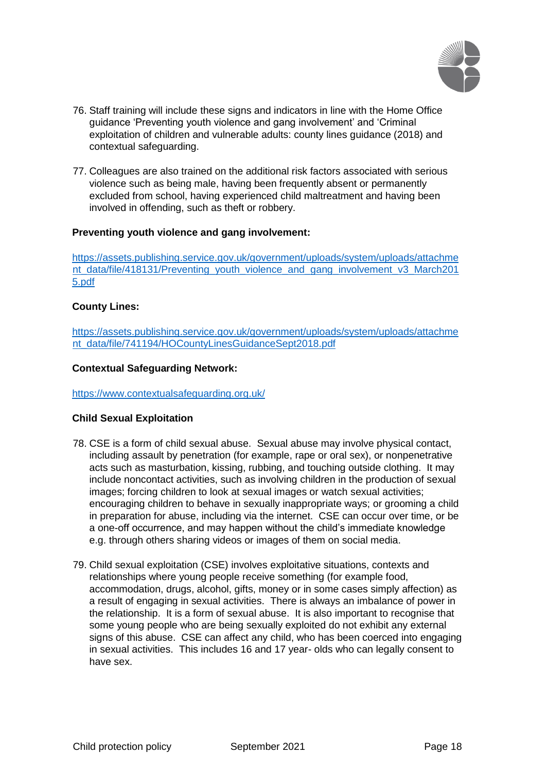76. Staff training will include these signs and indicators in line with the Home Office guidance 'Preventing youth violence and gang involvement' and 'Criminal exploitation of children and vulnerable adults: county lines guidance (2018) and contextual safeguarding.

77. Colleagues are also trained on the additional risk factors associated with serious violence such as being male, having been frequently absent or permanently excluded from school, having experienced child maltreatment and having been involved in offending, such as theft or robbery.

**Preventing youth violence and gang involvement:**

[https://assets.publishing.service.gov.uk/government/uploads/system/uploads/attachment_data/file/418131/Preventing_youth_violence_and_gang_involvement_v3_March2015.pdf](https://assets.publishing.service.gov.uk/government/uploads/system/uploads/attachment_data/file/418131/Preventing_youth_violence_and_gang_involvement_v3_March2015.pdf)

**County Lines:**

[https://assets.publishing.service.gov.uk/government/uploads/system/uploads/attachment_data/file/741194/HOCountyLinesGuidanceSept2018.pdf](https://assets.publishing.service.gov.uk/government/uploads/system/uploads/attachment_data/file/741194/HOCountyLinesGuidanceSept2018.pdf)

**Contextual Safeguarding Network:**

[https://www.contextualsafeguarding.org.uk/](https://www.contextualsafeguarding.org.uk/)

**Child Sexual Exploitation**

78. CSE is a form of child sexual abuse. Sexual abuse may involve physical contact, including assault by penetration (for example, rape or oral sex), or nonpenetrative acts such as masturbation, kissing, rubbing, and touching outside clothing. It may include noncontact activities, such as involving children in the production of sexual images; forcing children to look at sexual images or watch sexual activities; encouraging children to behave in sexually inappropriate ways; or grooming a child in preparation for abuse, including via the internet. CSE can occur over time, or be a one-off occurrence, and may happen without the child's immediate knowledge e.g. through others sharing videos or images of them on social media.

79. Child sexual exploitation (CSE) involves exploitative situations, contexts and relationships where young people receive something (for example food, accommodation, drugs, alcohol, gifts, money or in some cases simply affection) as a result of engaging in sexual activities. There is always an imbalance of power in the relationship. It is a form of sexual abuse. It is also important to recognise that some young people who are being sexually exploited do not exhibit any external signs of this abuse. CSE can affect any child, who has been coerced into engaging in sexual activities. This includes 16 and 17 year- olds who can legally consent to have sex.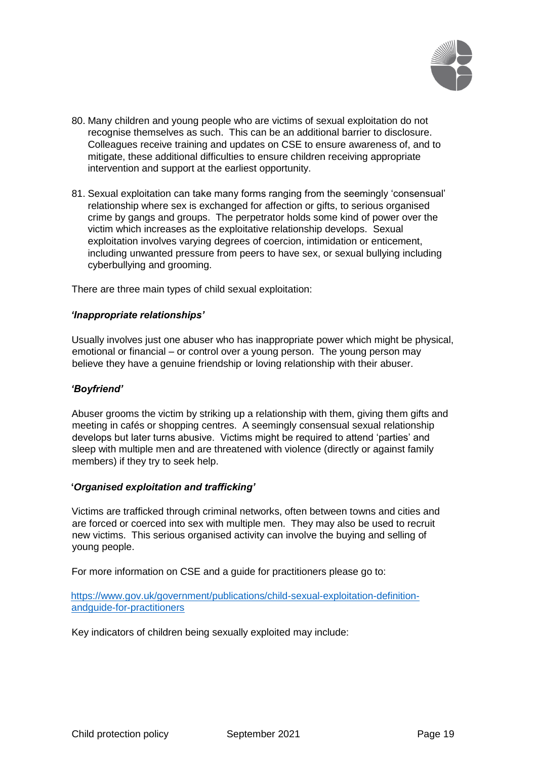80. Many children and young people who are victims of sexual exploitation do not recognise themselves as such. This can be an additional barrier to disclosure. Colleagues receive training and updates on CSE to ensure awareness of, and to mitigate, these additional difficulties to ensure children receiving appropriate intervention and support at the earliest opportunity.

81. Sexual exploitation can take many forms ranging from the seemingly 'consensual' relationship where sex is exchanged for affection or gifts, to serious organised crime by gangs and groups. The perpetrator holds some kind of power over the victim which increases as the exploitative relationship develops. Sexual exploitation involves varying degrees of coercion, intimidation or enticement, including unwanted pressure from peers to have sex, or sexual bullying including cyberbullying and grooming.

There are three main types of child sexual exploitation:

***'Inappropriate relationships'***

Usually involves just one abuser who has inappropriate power which might be physical, emotional or financial – or control over a young person. The young person may believe they have a genuine friendship or loving relationship with their abuser.

***'Boyfriend'***

Abuser grooms the victim by striking up a relationship with them, giving them gifts and meeting in cafés or shopping centres. A seemingly consensual sexual relationship develops but later turns abusive. Victims might be required to attend 'parties' and sleep with multiple men and are threatened with violence (directly or against family members) if they try to seek help.

**'*Organised exploitation and trafficking'***

Victims are trafficked through criminal networks, often between towns and cities and are forced or coerced into sex with multiple men. They may also be used to recruit new victims. This serious organised activity can involve the buying and selling of young people.

For more information on CSE and a guide for practitioners please go to:

https://www.gov.uk/government/publications/child-sexual-exploitation-definition-andguide-for-practitioners

Key indicators of children being sexually exploited may include: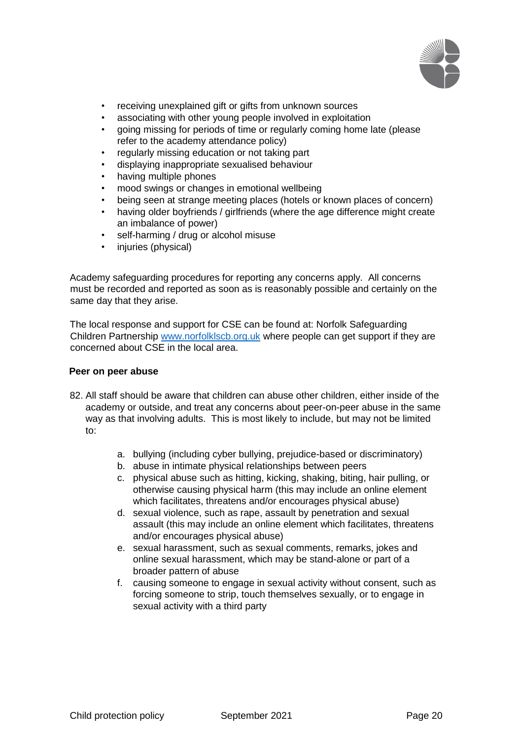- receiving unexplained gift or gifts from unknown sources
- associating with other young people involved in exploitation
- going missing for periods of time or regularly coming home late (please refer to the academy attendance policy)
- regularly missing education or not taking part
- displaying inappropriate sexualised behaviour
- having multiple phones
- mood swings or changes in emotional wellbeing
- being seen at strange meeting places (hotels or known places of concern)
- having older boyfriends / girlfriends (where the age difference might create an imbalance of power)
- self-harming / drug or alcohol misuse
- injuries (physical)

Academy safeguarding procedures for reporting any concerns apply. All concerns must be recorded and reported as soon as is reasonably possible and certainly on the same day that they arise.

The local response and support for CSE can be found at: Norfolk Safeguarding Children Partnership [www.norfolklscb.org.uk](www.norfolklscb.org.uk) where people can get support if they are concerned about CSE in the local area.

**Peer on peer abuse**

82. All staff should be aware that children can abuse other children, either inside of the academy or outside, and treat any concerns about peer-on-peer abuse in the same way as that involving adults. This is most likely to include, but may not be limited to:

    a. bullying (including cyber bullying, prejudice-based or discriminatory)
    b. abuse in intimate physical relationships between peers
    c. physical abuse such as hitting, kicking, shaking, biting, hair pulling, or otherwise causing physical harm (this may include an online element which facilitates, threatens and/or encourages physical abuse)
    d. sexual violence, such as rape, assault by penetration and sexual assault (this may include an online element which facilitates, threatens and/or encourages physical abuse)
    e. sexual harassment, such as sexual comments, remarks, jokes and online sexual harassment, which may be stand-alone or part of a broader pattern of abuse
    f. causing someone to engage in sexual activity without consent, such as forcing someone to strip, touch themselves sexually, or to engage in sexual activity with a third party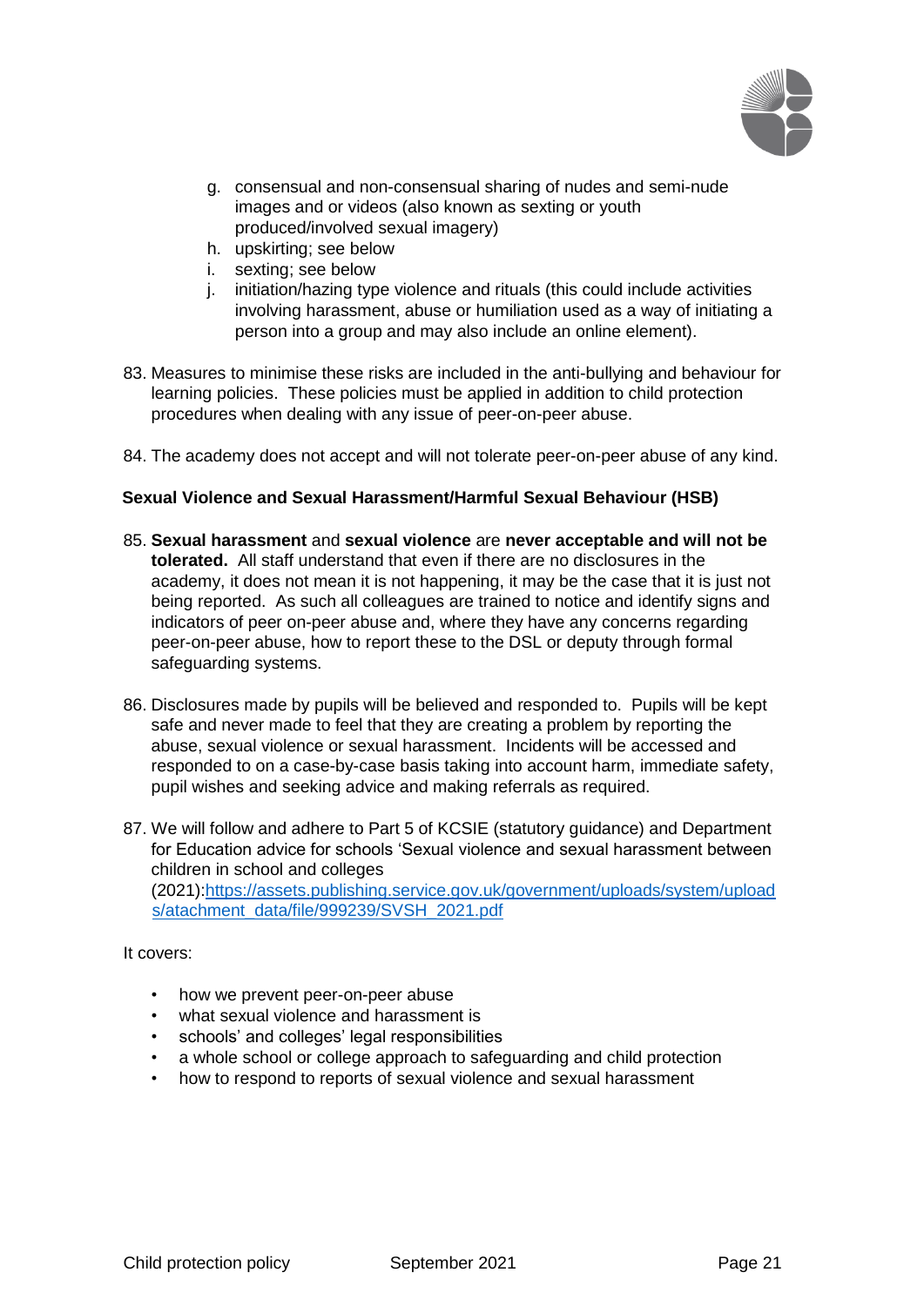g. consensual and non-consensual sharing of nudes and semi-nude images and or videos (also known as sexting or youth produced/involved sexual imagery)
h. upskirting; see below
i. sexting; see below
j. initiation/hazing type violence and rituals (this could include activities involving harassment, abuse or humiliation used as a way of initiating a person into a group and may also include an online element).

83. Measures to minimise these risks are included in the anti-bullying and behaviour for learning policies. These policies must be applied in addition to child protection procedures when dealing with any issue of peer-on-peer abuse.

84. The academy does not accept and will not tolerate peer-on-peer abuse of any kind.

**Sexual Violence and Sexual Harassment/Harmful Sexual Behaviour (HSB)**

85. **Sexual harassment** and **sexual violence** are **never acceptable and will not be tolerated.** All staff understand that even if there are no disclosures in the academy, it does not mean it is not happening, it may be the case that it is just not being reported. As such all colleagues are trained to notice and identify signs and indicators of peer on-peer abuse and, where they have any concerns regarding peer-on-peer abuse, how to report these to the DSL or deputy through formal safeguarding systems.

86. Disclosures made by pupils will be believed and responded to. Pupils will be kept safe and never made to feel that they are creating a problem by reporting the abuse, sexual violence or sexual harassment. Incidents will be accessed and responded to on a case-by-case basis taking into account harm, immediate safety, pupil wishes and seeking advice and making referrals as required.

87. We will follow and adhere to Part 5 of KCSIE (statutory guidance) and Department for Education advice for schools 'Sexual violence and sexual harassment between children in school and colleges (2021):[https://assets.publishing.service.gov.uk/government/uploads/system/uploads/atachment_data/file/999239/SVSH_2021.pdf](https://assets.publishing.service.gov.uk/government/uploads/system/uploads/atachment_data/file/999239/SVSH_2021.pdf)

It covers:

- how we prevent peer-on-peer abuse
- what sexual violence and harassment is
- schools' and colleges' legal responsibilities
- a whole school or college approach to safeguarding and child protection
- how to respond to reports of sexual violence and sexual harassment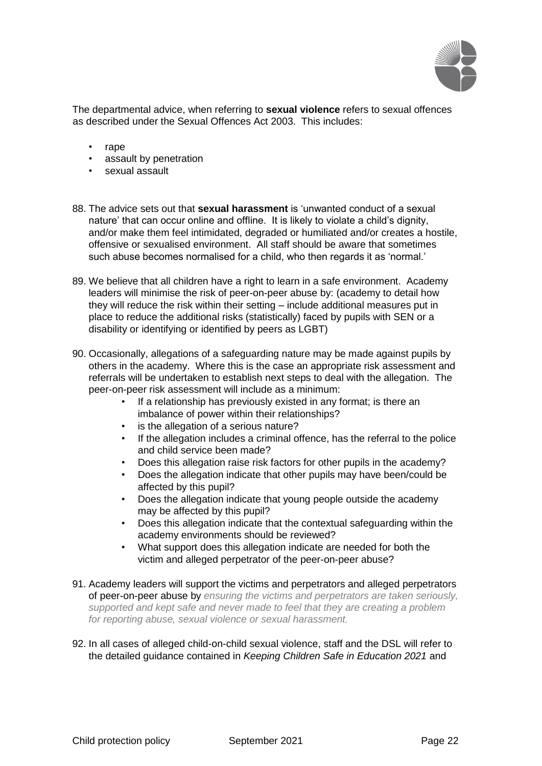The departmental advice, when referring to **sexual violence** refers to sexual offences as described under the Sexual Offences Act 2003. This includes:

- rape
- assault by penetration
- sexual assault

88. The advice sets out that **sexual harassment** is 'unwanted conduct of a sexual nature' that can occur online and offline. It is likely to violate a child's dignity, and/or make them feel intimidated, degraded or humiliated and/or creates a hostile, offensive or sexualised environment. All staff should be aware that sometimes such abuse becomes normalised for a child, who then regards it as 'normal.'

89. We believe that all children have a right to learn in a safe environment. Academy leaders will minimise the risk of peer-on-peer abuse by: (academy to detail how they will reduce the risk within their setting – include additional measures put in place to reduce the additional risks (statistically) faced by pupils with SEN or a disability or identifying or identified by peers as LGBT)

90. Occasionally, allegations of a safeguarding nature may be made against pupils by others in the academy. Where this is the case an appropriate risk assessment and referrals will be undertaken to establish next steps to deal with the allegation. The peer-on-peer risk assessment will include as a minimum:
    - If a relationship has previously existed in any format; is there an imbalance of power within their relationships?
    - is the allegation of a serious nature?
    - If the allegation includes a criminal offence, has the referral to the police and child service been made?
    - Does this allegation raise risk factors for other pupils in the academy?
    - Does the allegation indicate that other pupils may have been/could be affected by this pupil?
    - Does the allegation indicate that young people outside the academy may be affected by this pupil?
    - Does this allegation indicate that the contextual safeguarding within the academy environments should be reviewed?
    - What support does this allegation indicate are needed for both the victim and alleged perpetrator of the peer-on-peer abuse?

91. Academy leaders will support the victims and perpetrators and alleged perpetrators of peer-on-peer abuse by *ensuring the victims and perpetrators are taken seriously, supported and kept safe and never made to feel that they are creating a problem for reporting abuse, sexual violence or sexual harassment.*

92. In all cases of alleged child-on-child sexual violence, staff and the DSL will refer to the detailed guidance contained in *Keeping Children Safe in Education 2021* and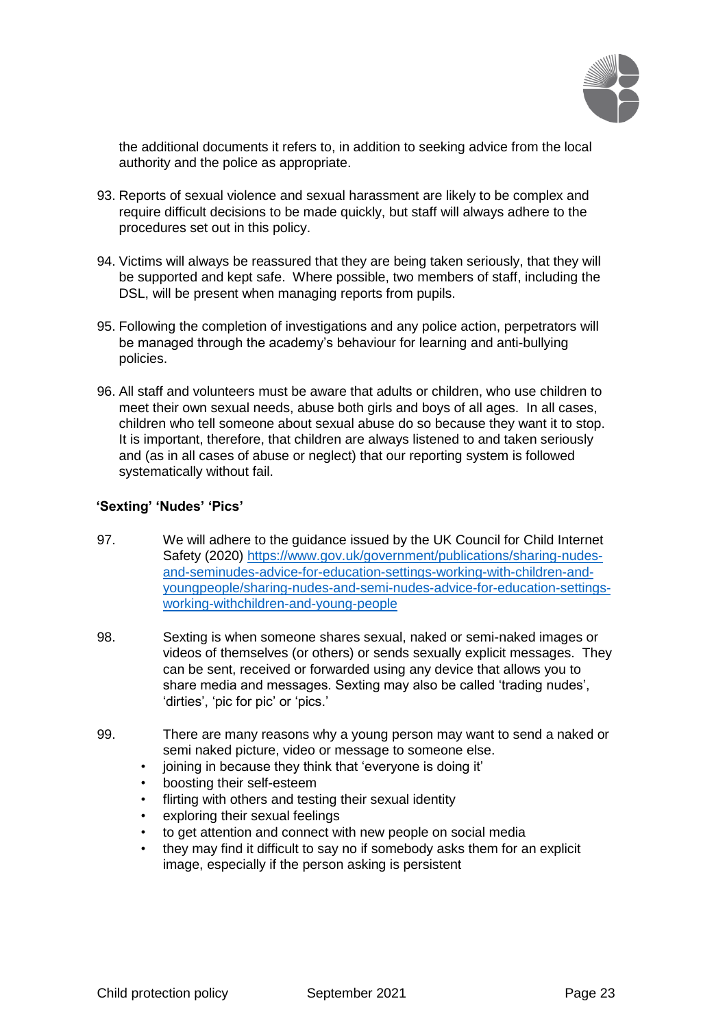the additional documents it refers to, in addition to seeking advice from the local authority and the police as appropriate.

93. Reports of sexual violence and sexual harassment are likely to be complex and require difficult decisions to be made quickly, but staff will always adhere to the procedures set out in this policy.

94. Victims will always be reassured that they are being taken seriously, that they will be supported and kept safe. Where possible, two members of staff, including the DSL, will be present when managing reports from pupils.

95. Following the completion of investigations and any police action, perpetrators will be managed through the academy's behaviour for learning and anti-bullying policies.

96. All staff and volunteers must be aware that adults or children, who use children to meet their own sexual needs, abuse both girls and boys of all ages. In all cases, children who tell someone about sexual abuse do so because they want it to stop. It is important, therefore, that children are always listened to and taken seriously and (as in all cases of abuse or neglect) that our reporting system is followed systematically without fail.

**'Sexting' 'Nudes' 'Pics'**

97. We will adhere to the guidance issued by the UK Council for Child Internet Safety (2020) [https://www.gov.uk/government/publications/sharing-nudes-and-seminudes-advice-for-education-settings-working-with-children-and-youngpeople/sharing-nudes-and-semi-nudes-advice-for-education-settings-working-withchildren-and-young-people](https://www.gov.uk/government/publications/sharing-nudes-and-seminudes-advice-for-education-settings-working-with-children-and-youngpeople/sharing-nudes-and-semi-nudes-advice-for-education-settings-working-withchildren-and-young-people)

98. Sexting is when someone shares sexual, naked or semi-naked images or videos of themselves (or others) or sends sexually explicit messages. They can be sent, received or forwarded using any device that allows you to share media and messages. Sexting may also be called 'trading nudes', 'dirties', 'pic for pic' or 'pics.'

99. There are many reasons why a young person may want to send a naked or semi naked picture, video or message to someone else.
    - joining in because they think that 'everyone is doing it'
    - boosting their self-esteem
    - flirting with others and testing their sexual identity
    - exploring their sexual feelings
    - to get attention and connect with new people on social media
    - they may find it difficult to say no if somebody asks them for an explicit image, especially if the person asking is persistent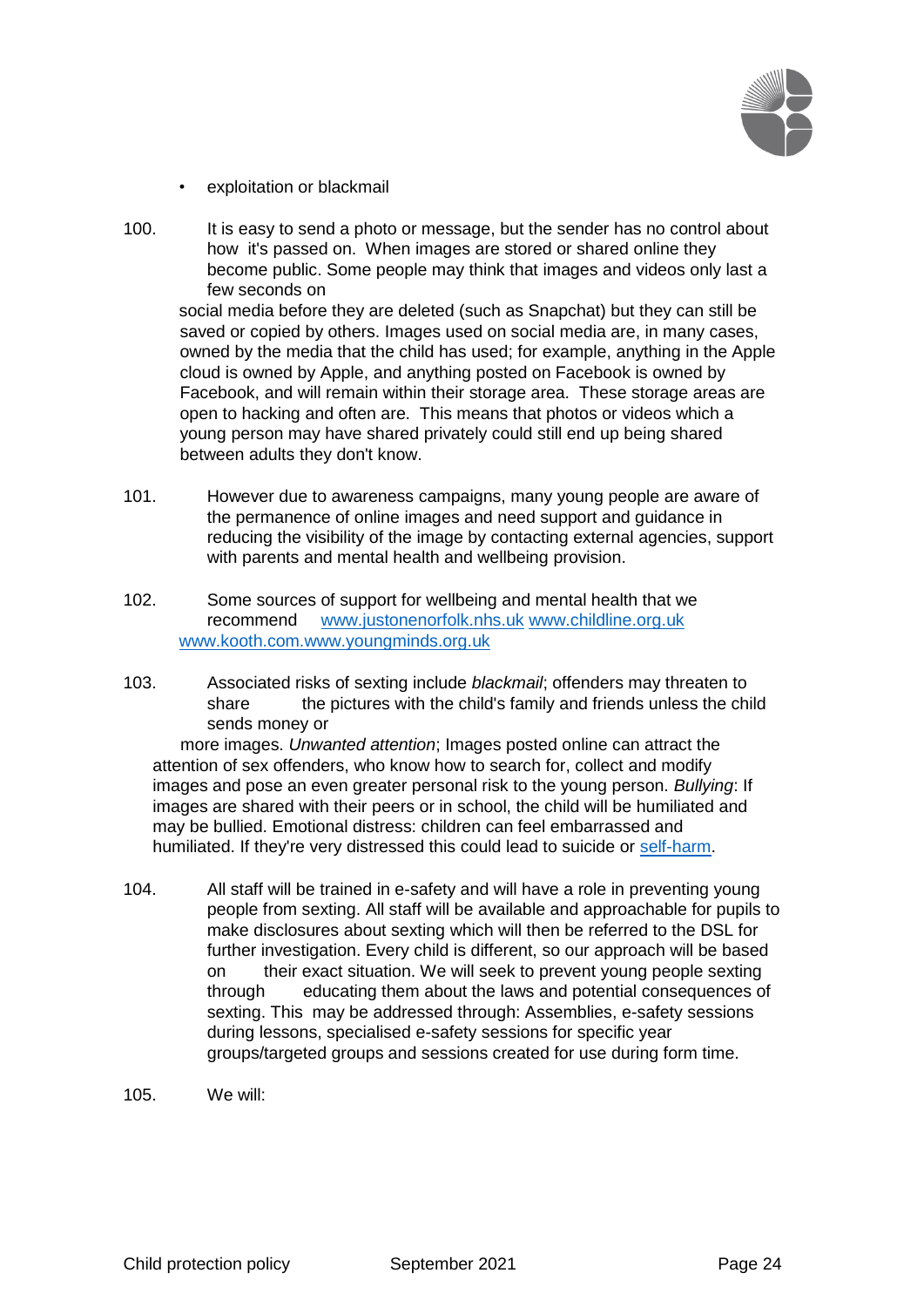- exploitation or blackmail

100. It is easy to send a photo or message, but the sender has no control about how it's passed on. When images are stored or shared online they become public. Some people may think that images and videos only last a few seconds on social media before they are deleted (such as Snapchat) but they can still be saved or copied by others. Images used on social media are, in many cases, owned by the media that the child has used; for example, anything in the Apple cloud is owned by Apple, and anything posted on Facebook is owned by Facebook, and will remain within their storage area. These storage areas are open to hacking and often are. This means that photos or videos which a young person may have shared privately could still end up being shared between adults they don't know.

101. However due to awareness campaigns, many young people are aware of the permanence of online images and need support and guidance in reducing the visibility of the image by contacting external agencies, support with parents and mental health and wellbeing provision.

102. Some sources of support for wellbeing and mental health that we recommend [www.justonenorfolk.nhs.uk](http://www.justonenorfolk.nhs.uk) [www.childline.org.uk](http://www.childline.org.uk) [www.kooth.com.www.youngminds.org.uk](http://www.kooth.com.www.youngminds.org.uk)

103. Associated risks of sexting include *blackmail*; offenders may threaten to share the pictures with the child's family and friends unless the child sends money or more images. *Unwanted attention*; Images posted online can attract the attention of sex offenders, who know how to search for, collect and modify images and pose an even greater personal risk to the young person. *Bullying*: If images are shared with their peers or in school, the child will be humiliated and may be bullied. Emotional distress: children can feel embarrassed and humiliated. If they're very distressed this could lead to suicide or self-harm.

104. All staff will be trained in e-safety and will have a role in preventing young people from sexting. All staff will be available and approachable for pupils to make disclosures about sexting which will then be referred to the DSL for further investigation. Every child is different, so our approach will be based on their exact situation. We will seek to prevent young people sexting through educating them about the laws and potential consequences of sexting. This may be addressed through: Assemblies, e-safety sessions during lessons, specialised e-safety sessions for specific year groups/targeted groups and sessions created for use during form time.

105. We will: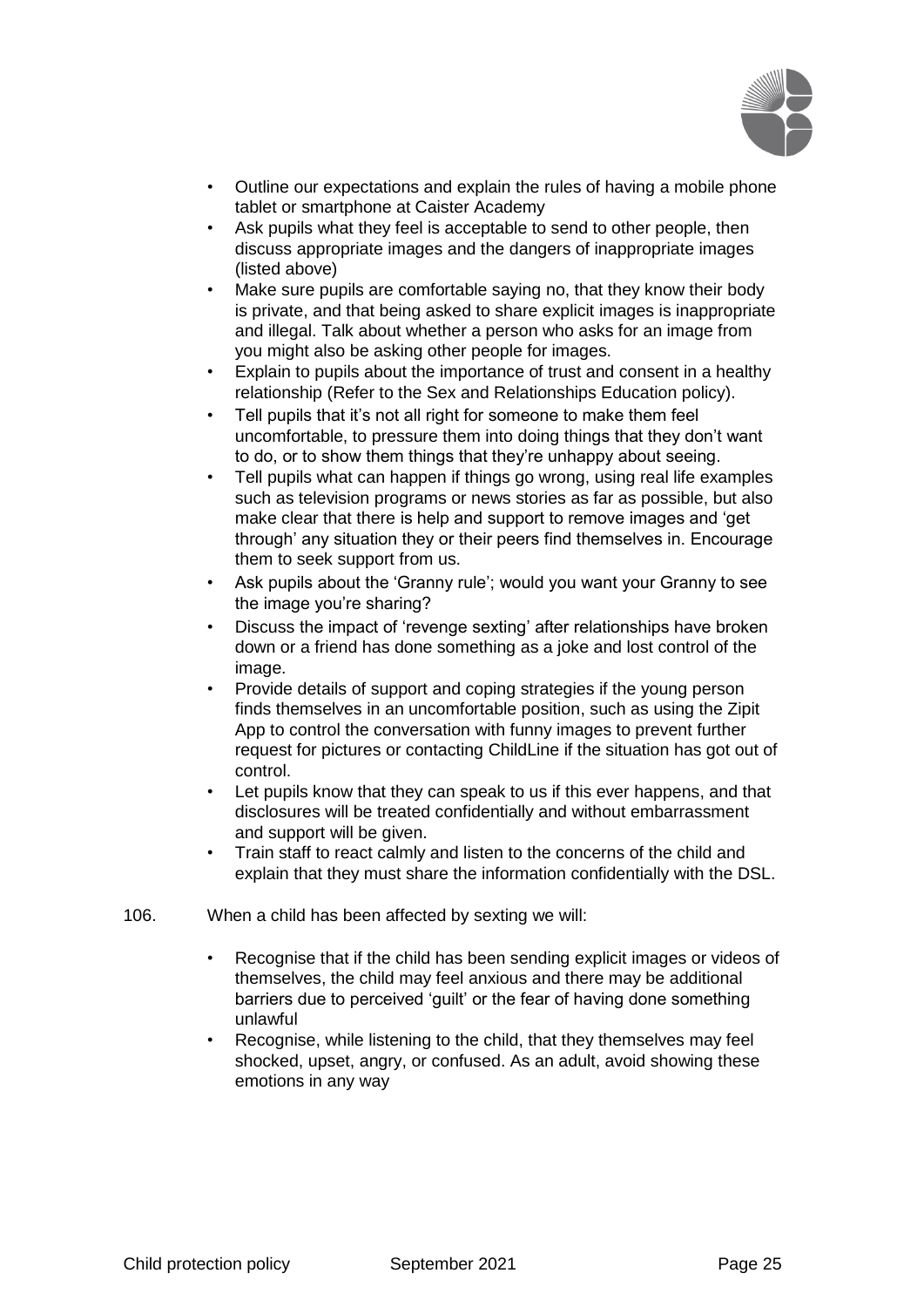- Outline our expectations and explain the rules of having a mobile phone tablet or smartphone at Caister Academy
- Ask pupils what they feel is acceptable to send to other people, then discuss appropriate images and the dangers of inappropriate images (listed above)
- Make sure pupils are comfortable saying no, that they know their body is private, and that being asked to share explicit images is inappropriate and illegal. Talk about whether a person who asks for an image from you might also be asking other people for images.
- Explain to pupils about the importance of trust and consent in a healthy relationship (Refer to the Sex and Relationships Education policy).
- Tell pupils that it's not all right for someone to make them feel uncomfortable, to pressure them into doing things that they don't want to do, or to show them things that they're unhappy about seeing.
- Tell pupils what can happen if things go wrong, using real life examples such as television programs or news stories as far as possible, but also make clear that there is help and support to remove images and 'get through' any situation they or their peers find themselves in. Encourage them to seek support from us.
- Ask pupils about the 'Granny rule'; would you want your Granny to see the image you're sharing?
- Discuss the impact of 'revenge sexting' after relationships have broken down or a friend has done something as a joke and lost control of the image.
- Provide details of support and coping strategies if the young person finds themselves in an uncomfortable position, such as using the Zipit App to control the conversation with funny images to prevent further request for pictures or contacting ChildLine if the situation has got out of control.
- Let pupils know that they can speak to us if this ever happens, and that disclosures will be treated confidentially and without embarrassment and support will be given.
- Train staff to react calmly and listen to the concerns of the child and explain that they must share the information confidentially with the DSL.

106. When a child has been affected by sexting we will:

- Recognise that if the child has been sending explicit images or videos of themselves, the child may feel anxious and there may be additional barriers due to perceived 'guilt' or the fear of having done something unlawful
- Recognise, while listening to the child, that they themselves may feel shocked, upset, angry, or confused. As an adult, avoid showing these emotions in any way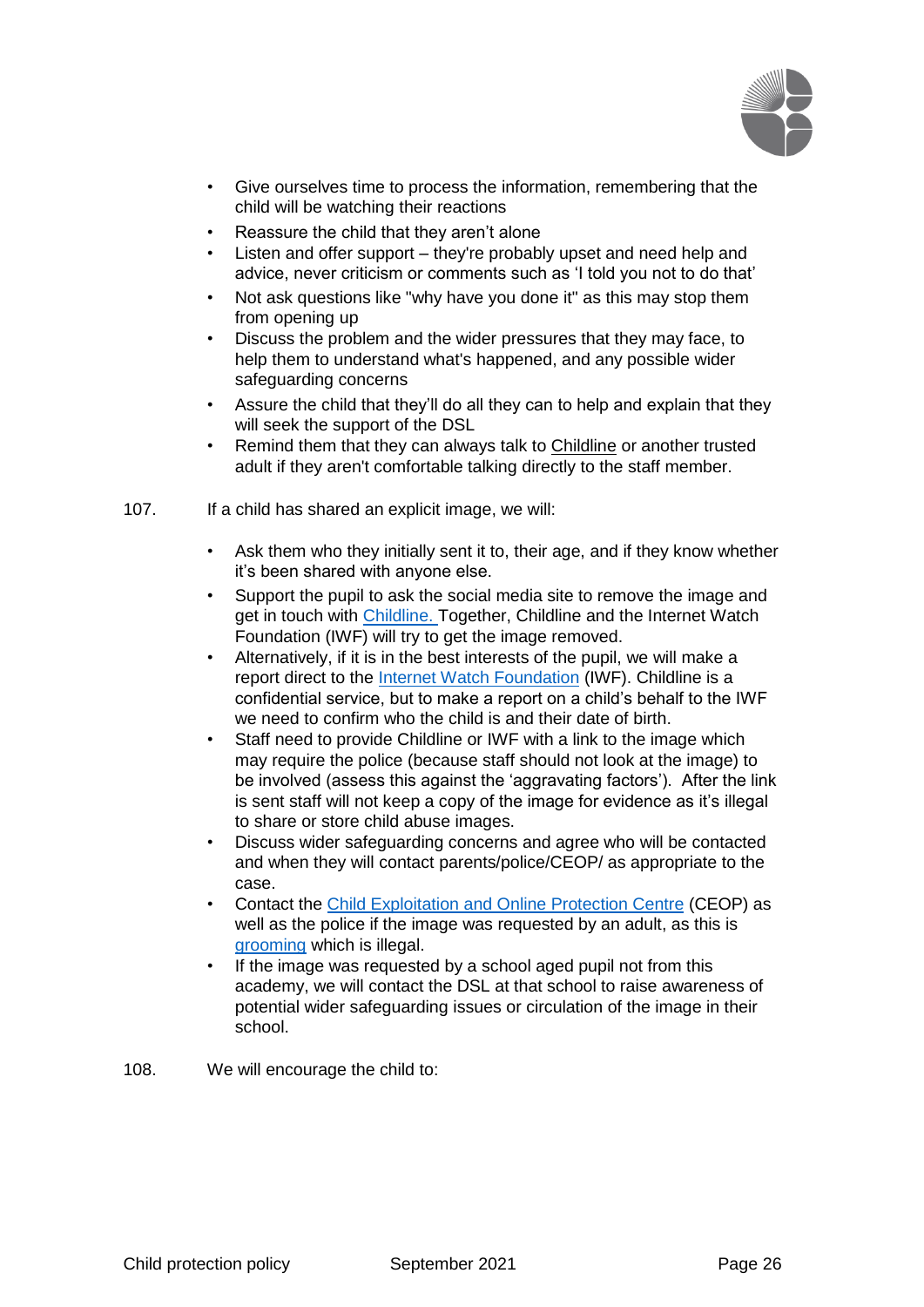- Give ourselves time to process the information, remembering that the child will be watching their reactions
- Reassure the child that they aren't alone
- Listen and offer support – they're probably upset and need help and advice, never criticism or comments such as 'I told you not to do that'
- Not ask questions like "why have you done it" as this may stop them from opening up
- Discuss the problem and the wider pressures that they may face, to help them to understand what's happened, and any possible wider safeguarding concerns
- Assure the child that they'll do all they can to help and explain that they will seek the support of the DSL
- Remind them that they can always talk to Childline or another trusted adult if they aren't comfortable talking directly to the staff member.

107. If a child has shared an explicit image, we will:

- Ask them who they initially sent it to, their age, and if they know whether it's been shared with anyone else.
- Support the pupil to ask the social media site to remove the image and get in touch with Childline. Together, Childline and the Internet Watch Foundation (IWF) will try to get the image removed.
- Alternatively, if it is in the best interests of the pupil, we will make a report direct to the Internet Watch Foundation (IWF). Childline is a confidential service, but to make a report on a child's behalf to the IWF we need to confirm who the child is and their date of birth.
- Staff need to provide Childline or IWF with a link to the image which may require the police (because staff should not look at the image) to be involved (assess this against the 'aggravating factors'). After the link is sent staff will not keep a copy of the image for evidence as it's illegal to share or store child abuse images.
- Discuss wider safeguarding concerns and agree who will be contacted and when they will contact parents/police/CEOP/ as appropriate to the case.
- Contact the Child Exploitation and Online Protection Centre (CEOP) as well as the police if the image was requested by an adult, as this is grooming which is illegal.
- If the image was requested by a school aged pupil not from this academy, we will contact the DSL at that school to raise awareness of potential wider safeguarding issues or circulation of the image in their school.

108. We will encourage the child to: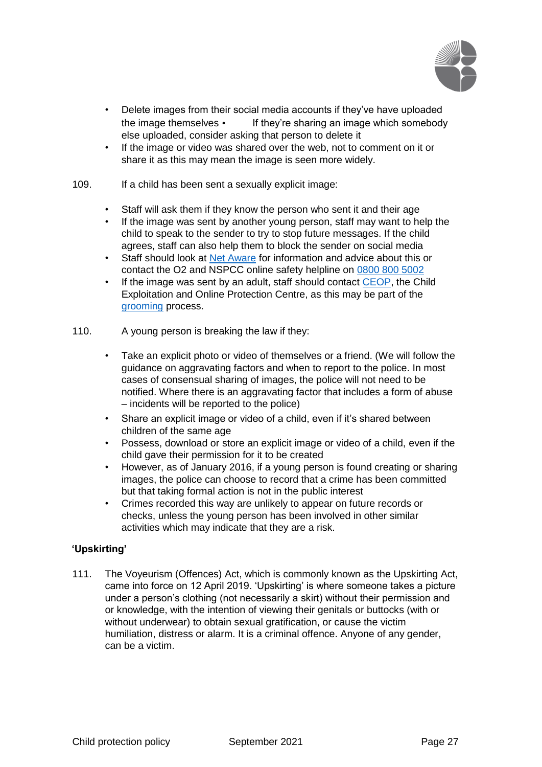- Delete images from their social media accounts if they've have uploaded the image themselves • If they're sharing an image which somebody else uploaded, consider asking that person to delete it
- If the image or video was shared over the web, not to comment on it or share it as this may mean the image is seen more widely.

109. If a child has been sent a sexually explicit image:

- Staff will ask them if they know the person who sent it and their age
- If the image was sent by another young person, staff may want to help the child to speak to the sender to try to stop future messages. If the child agrees, staff can also help them to block the sender on social media
- Staff should look at Net Aware for information and advice about this or contact the O2 and NSPCC online safety helpline on 0800 800 5002
- If the image was sent by an adult, staff should contact CEOP, the Child Exploitation and Online Protection Centre, as this may be part of the grooming process.

110. A young person is breaking the law if they:

- Take an explicit photo or video of themselves or a friend. (We will follow the guidance on aggravating factors and when to report to the police. In most cases of consensual sharing of images, the police will not need to be notified. Where there is an aggravating factor that includes a form of abuse – incidents will be reported to the police)
- Share an explicit image or video of a child, even if it's shared between children of the same age
- Possess, download or store an explicit image or video of a child, even if the child gave their permission for it to be created
- However, as of January 2016, if a young person is found creating or sharing images, the police can choose to record that a crime has been committed but that taking formal action is not in the public interest
- Crimes recorded this way are unlikely to appear on future records or checks, unless the young person has been involved in other similar activities which may indicate that they are a risk.

**'Upskirting'**

111. The Voyeurism (Offences) Act, which is commonly known as the Upskirting Act, came into force on 12 April 2019. 'Upskirting' is where someone takes a picture under a person's clothing (not necessarily a skirt) without their permission and or knowledge, with the intention of viewing their genitals or buttocks (with or without underwear) to obtain sexual gratification, or cause the victim humiliation, distress or alarm. It is a criminal offence. Anyone of any gender, can be a victim.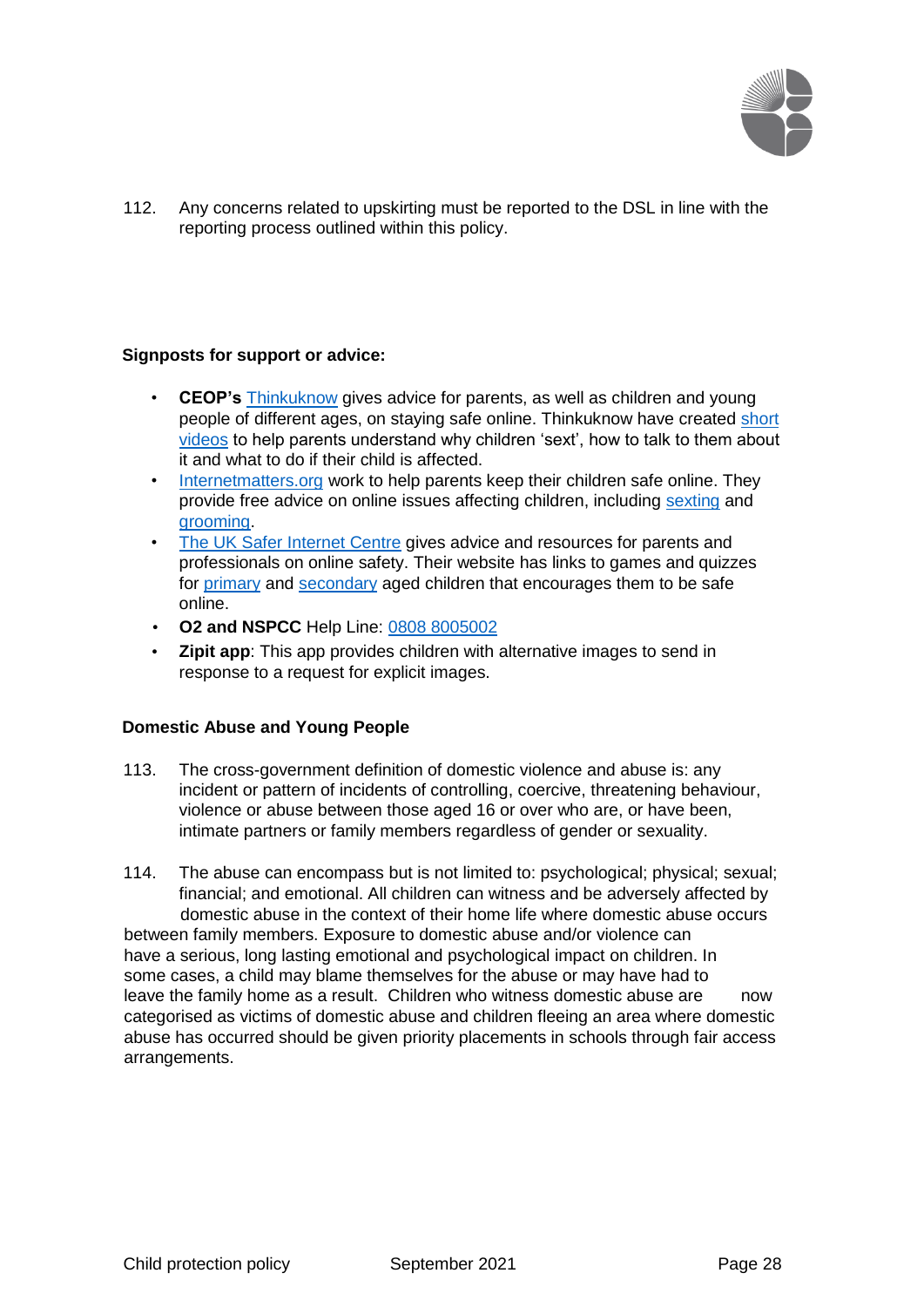112. Any concerns related to upskirting must be reported to the DSL in line with the reporting process outlined within this policy.

**Signposts for support or advice:**

- **CEOP's** Thinkuknow gives advice for parents, as well as children and young people of different ages, on staying safe online. Thinkuknow have created short videos to help parents understand why children 'sext', how to talk to them about it and what to do if their child is affected.
- Internetmatters.org work to help parents keep their children safe online. They provide free advice on online issues affecting children, including sexting and grooming.
- The UK Safer Internet Centre gives advice and resources for parents and professionals on online safety. Their website has links to games and quizzes for primary and secondary aged children that encourages them to be safe online.
- **O2 and NSPCC** Help Line: 0808 8005002
- **Zipit app**: This app provides children with alternative images to send in response to a request for explicit images.

**Domestic Abuse and Young People**

113. The cross-government definition of domestic violence and abuse is: any incident or pattern of incidents of controlling, coercive, threatening behaviour, violence or abuse between those aged 16 or over who are, or have been, intimate partners or family members regardless of gender or sexuality.

114. The abuse can encompass but is not limited to: psychological; physical; sexual; financial; and emotional. All children can witness and be adversely affected by domestic abuse in the context of their home life where domestic abuse occurs between family members. Exposure to domestic abuse and/or violence can have a serious, long lasting emotional and psychological impact on children. In some cases, a child may blame themselves for the abuse or may have had to leave the family home as a result. Children who witness domestic abuse are now categorised as victims of domestic abuse and children fleeing an area where domestic abuse has occurred should be given priority placements in schools through fair access arrangements.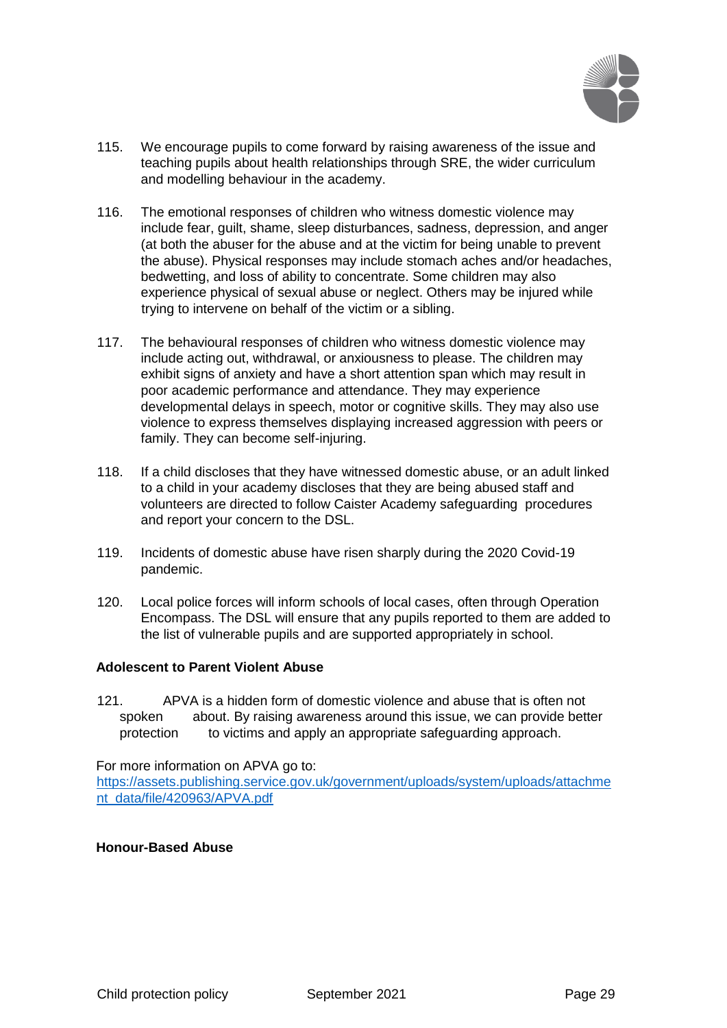115. We encourage pupils to come forward by raising awareness of the issue and teaching pupils about health relationships through SRE, the wider curriculum and modelling behaviour in the academy.

116. The emotional responses of children who witness domestic violence may include fear, guilt, shame, sleep disturbances, sadness, depression, and anger (at both the abuser for the abuse and at the victim for being unable to prevent the abuse). Physical responses may include stomach aches and/or headaches, bedwetting, and loss of ability to concentrate. Some children may also experience physical of sexual abuse or neglect. Others may be injured while trying to intervene on behalf of the victim or a sibling.

117. The behavioural responses of children who witness domestic violence may include acting out, withdrawal, or anxiousness to please. The children may exhibit signs of anxiety and have a short attention span which may result in poor academic performance and attendance. They may experience developmental delays in speech, motor or cognitive skills. They may also use violence to express themselves displaying increased aggression with peers or family. They can become self-injuring.

118. If a child discloses that they have witnessed domestic abuse, or an adult linked to a child in your academy discloses that they are being abused staff and volunteers are directed to follow Caister Academy safeguarding procedures and report your concern to the DSL.

119. Incidents of domestic abuse have risen sharply during the 2020 Covid-19 pandemic.

120. Local police forces will inform schools of local cases, often through Operation Encompass. The DSL will ensure that any pupils reported to them are added to the list of vulnerable pupils and are supported appropriately in school.

**Adolescent to Parent Violent Abuse**

121. APVA is a hidden form of domestic violence and abuse that is often not spoken about. By raising awareness around this issue, we can provide better protection to victims and apply an appropriate safeguarding approach.

For more information on APVA go to:
https://assets.publishing.service.gov.uk/government/uploads/system/uploads/attachment_data/file/420963/APVA.pdf

**Honour-Based Abuse**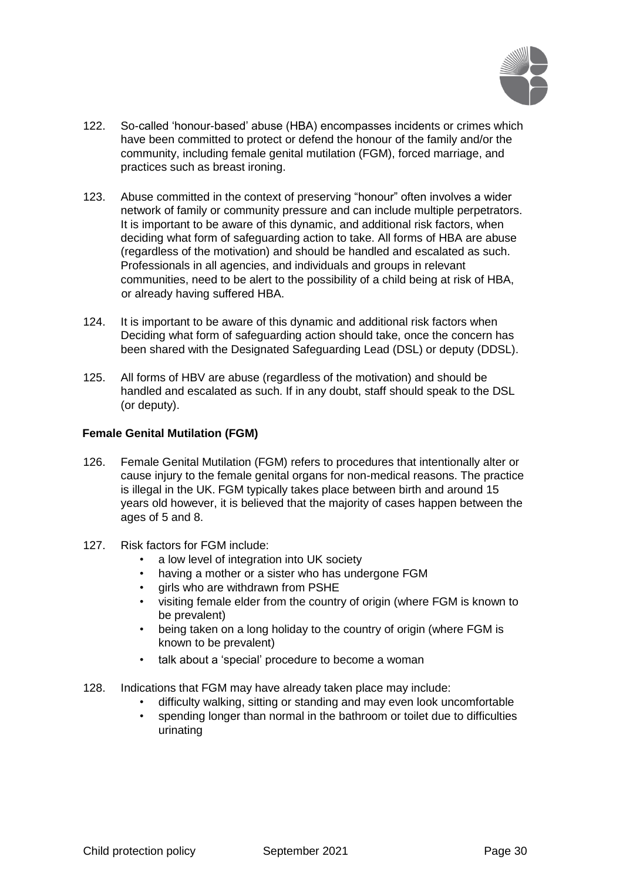122. So-called 'honour-based' abuse (HBA) encompasses incidents or crimes which have been committed to protect or defend the honour of the family and/or the community, including female genital mutilation (FGM), forced marriage, and practices such as breast ironing.

123. Abuse committed in the context of preserving "honour" often involves a wider network of family or community pressure and can include multiple perpetrators. It is important to be aware of this dynamic, and additional risk factors, when deciding what form of safeguarding action to take. All forms of HBA are abuse (regardless of the motivation) and should be handled and escalated as such. Professionals in all agencies, and individuals and groups in relevant communities, need to be alert to the possibility of a child being at risk of HBA, or already having suffered HBA.

124. It is important to be aware of this dynamic and additional risk factors when Deciding what form of safeguarding action should take, once the concern has been shared with the Designated Safeguarding Lead (DSL) or deputy (DDSL).

125. All forms of HBV are abuse (regardless of the motivation) and should be handled and escalated as such. If in any doubt, staff should speak to the DSL (or deputy).

**Female Genital Mutilation (FGM)**

126. Female Genital Mutilation (FGM) refers to procedures that intentionally alter or cause injury to the female genital organs for non-medical reasons. The practice is illegal in the UK. FGM typically takes place between birth and around 15 years old however, it is believed that the majority of cases happen between the ages of 5 and 8.

127. Risk factors for FGM include:
    - a low level of integration into UK society
    - having a mother or a sister who has undergone FGM
    - girls who are withdrawn from PSHE
    - visiting female elder from the country of origin (where FGM is known to be prevalent)
    - being taken on a long holiday to the country of origin (where FGM is known to be prevalent)
    - talk about a 'special' procedure to become a woman

128. Indications that FGM may have already taken place may include:
    - difficulty walking, sitting or standing and may even look uncomfortable
    - spending longer than normal in the bathroom or toilet due to difficulties urinating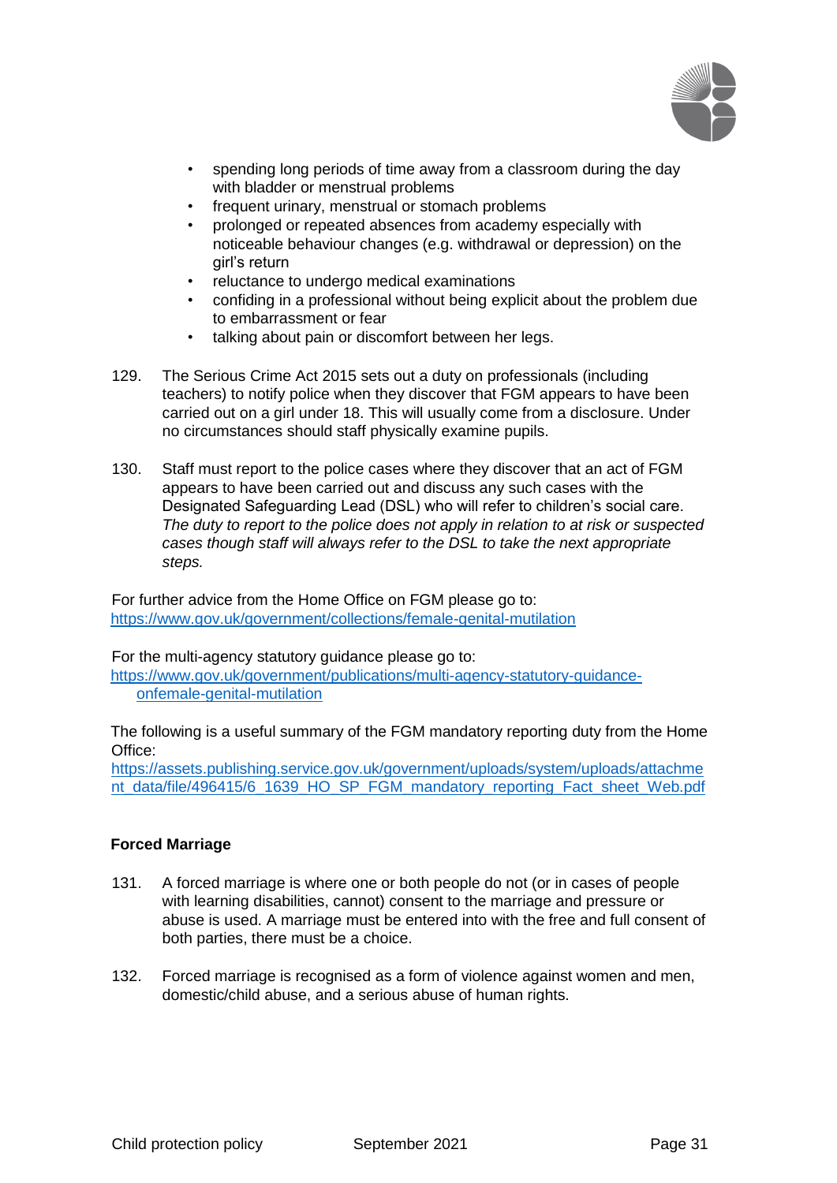- spending long periods of time away from a classroom during the day with bladder or menstrual problems
- frequent urinary, menstrual or stomach problems
- prolonged or repeated absences from academy especially with noticeable behaviour changes (e.g. withdrawal or depression) on the girl's return
- reluctance to undergo medical examinations
- confiding in a professional without being explicit about the problem due to embarrassment or fear
- talking about pain or discomfort between her legs.

129. The Serious Crime Act 2015 sets out a duty on professionals (including teachers) to notify police when they discover that FGM appears to have been carried out on a girl under 18. This will usually come from a disclosure. Under no circumstances should staff physically examine pupils.

130. Staff must report to the police cases where they discover that an act of FGM appears to have been carried out and discuss any such cases with the Designated Safeguarding Lead (DSL) who will refer to children's social care. *The duty to report to the police does not apply in relation to at risk or suspected cases though staff will always refer to the DSL to take the next appropriate steps.*

For further advice from the Home Office on FGM please go to: https://www.gov.uk/government/collections/female-genital-mutilation

For the multi-agency statutory guidance please go to: https://www.gov.uk/government/publications/multi-agency-statutory-guidance-onfemale-genital-mutilation

The following is a useful summary of the FGM mandatory reporting duty from the Home Office: https://assets.publishing.service.gov.uk/government/uploads/system/uploads/attachment_data/file/496415/6_1639_HO_SP_FGM_mandatory_reporting_Fact_sheet_Web.pdf

**Forced Marriage**

131. A forced marriage is where one or both people do not (or in cases of people with learning disabilities, cannot) consent to the marriage and pressure or abuse is used. A marriage must be entered into with the free and full consent of both parties, there must be a choice.

132. Forced marriage is recognised as a form of violence against women and men, domestic/child abuse, and a serious abuse of human rights.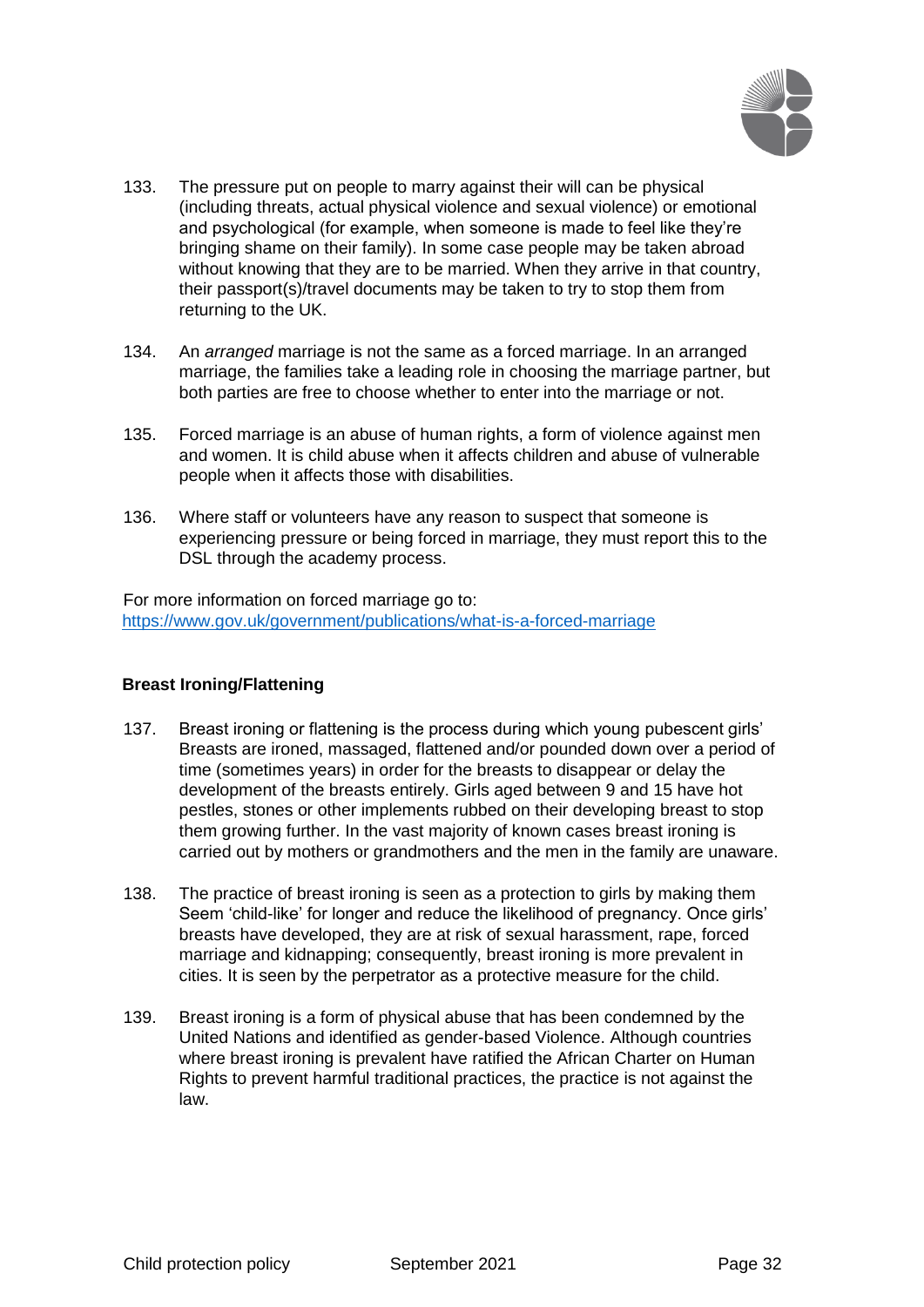133. The pressure put on people to marry against their will can be physical (including threats, actual physical violence and sexual violence) or emotional and psychological (for example, when someone is made to feel like they're bringing shame on their family). In some case people may be taken abroad without knowing that they are to be married. When they arrive in that country, their passport(s)/travel documents may be taken to try to stop them from returning to the UK.

134. An *arranged* marriage is not the same as a forced marriage. In an arranged marriage, the families take a leading role in choosing the marriage partner, but both parties are free to choose whether to enter into the marriage or not.

135. Forced marriage is an abuse of human rights, a form of violence against men and women. It is child abuse when it affects children and abuse of vulnerable people when it affects those with disabilities.

136. Where staff or volunteers have any reason to suspect that someone is experiencing pressure or being forced in marriage, they must report this to the DSL through the academy process.

For more information on forced marriage go to: [https://www.gov.uk/government/publications/what-is-a-forced-marriage](https://www.gov.uk/government/publications/what-is-a-forced-marriage)

**Breast Ironing/Flattening**

137. Breast ironing or flattening is the process during which young pubescent girls' Breasts are ironed, massaged, flattened and/or pounded down over a period of time (sometimes years) in order for the breasts to disappear or delay the development of the breasts entirely. Girls aged between 9 and 15 have hot pestles, stones or other implements rubbed on their developing breast to stop them growing further. In the vast majority of known cases breast ironing is carried out by mothers or grandmothers and the men in the family are unaware.

138. The practice of breast ironing is seen as a protection to girls by making them Seem 'child-like' for longer and reduce the likelihood of pregnancy. Once girls' breasts have developed, they are at risk of sexual harassment, rape, forced marriage and kidnapping; consequently, breast ironing is more prevalent in cities. It is seen by the perpetrator as a protective measure for the child.

139. Breast ironing is a form of physical abuse that has been condemned by the United Nations and identified as gender-based Violence. Although countries where breast ironing is prevalent have ratified the African Charter on Human Rights to prevent harmful traditional practices, the practice is not against the law.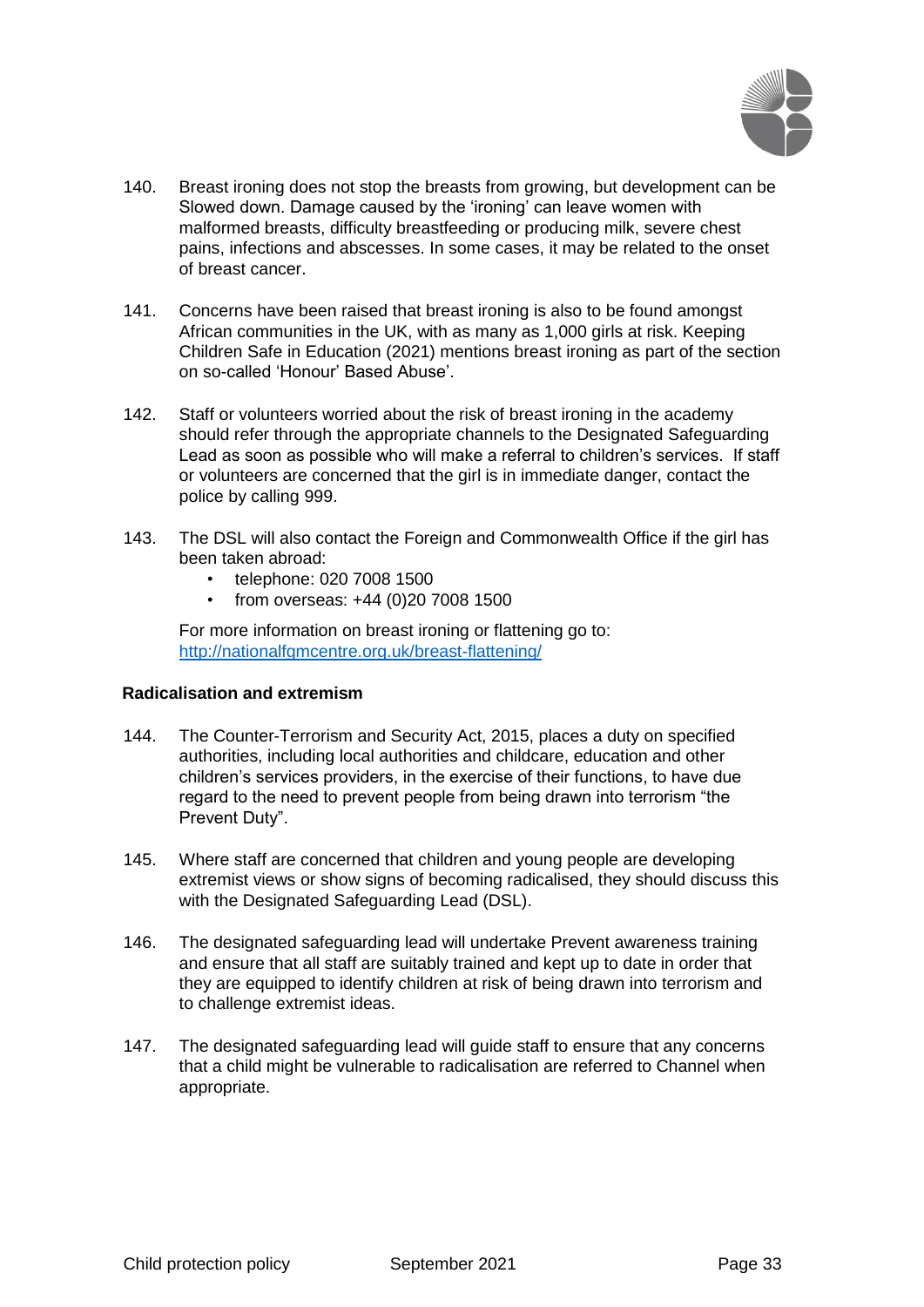140. Breast ironing does not stop the breasts from growing, but development can be Slowed down. Damage caused by the 'ironing' can leave women with malformed breasts, difficulty breastfeeding or producing milk, severe chest pains, infections and abscesses. In some cases, it may be related to the onset of breast cancer.

141. Concerns have been raised that breast ironing is also to be found amongst African communities in the UK, with as many as 1,000 girls at risk. Keeping Children Safe in Education (2021) mentions breast ironing as part of the section on so-called 'Honour' Based Abuse'.

142. Staff or volunteers worried about the risk of breast ironing in the academy should refer through the appropriate channels to the Designated Safeguarding Lead as soon as possible who will make a referral to children's services. If staff or volunteers are concerned that the girl is in immediate danger, contact the police by calling 999.

143. The DSL will also contact the Foreign and Commonwealth Office if the girl has been taken abroad:
    - telephone: 020 7008 1500
    - from overseas: +44 (0)20 7008 1500

    For more information on breast ironing or flattening go to: [http://nationalfgmcentre.org.uk/breast-flattening/](http://nationalfgmcentre.org.uk/breast-flattening/)

**Radicalisation and extremism**

144. The Counter-Terrorism and Security Act, 2015, places a duty on specified authorities, including local authorities and childcare, education and other children's services providers, in the exercise of their functions, to have due regard to the need to prevent people from being drawn into terrorism "the Prevent Duty".

145. Where staff are concerned that children and young people are developing extremist views or show signs of becoming radicalised, they should discuss this with the Designated Safeguarding Lead (DSL).

146. The designated safeguarding lead will undertake Prevent awareness training and ensure that all staff are suitably trained and kept up to date in order that they are equipped to identify children at risk of being drawn into terrorism and to challenge extremist ideas.

147. The designated safeguarding lead will guide staff to ensure that any concerns that a child might be vulnerable to radicalisation are referred to Channel when appropriate.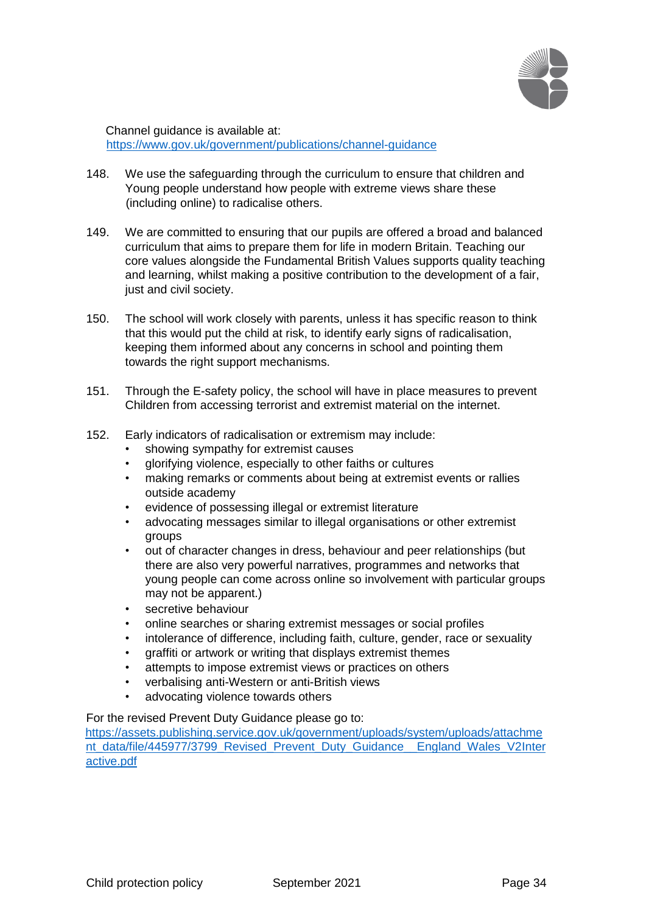Channel guidance is available at:
https://www.gov.uk/government/publications/channel-guidance

148. We use the safeguarding through the curriculum to ensure that children and Young people understand how people with extreme views share these (including online) to radicalise others.

149. We are committed to ensuring that our pupils are offered a broad and balanced curriculum that aims to prepare them for life in modern Britain. Teaching our core values alongside the Fundamental British Values supports quality teaching and learning, whilst making a positive contribution to the development of a fair, just and civil society.

150. The school will work closely with parents, unless it has specific reason to think that this would put the child at risk, to identify early signs of radicalisation, keeping them informed about any concerns in school and pointing them towards the right support mechanisms.

151. Through the E-safety policy, the school will have in place measures to prevent Children from accessing terrorist and extremist material on the internet.

152. Early indicators of radicalisation or extremism may include:
   - showing sympathy for extremist causes
   - glorifying violence, especially to other faiths or cultures
   - making remarks or comments about being at extremist events or rallies outside academy
   - evidence of possessing illegal or extremist literature
   - advocating messages similar to illegal organisations or other extremist groups
   - out of character changes in dress, behaviour and peer relationships (but there are also very powerful narratives, programmes and networks that young people can come across online so involvement with particular groups may not be apparent.)
   - secretive behaviour
   - online searches or sharing extremist messages or social profiles
   - intolerance of difference, including faith, culture, gender, race or sexuality
   - graffiti or artwork or writing that displays extremist themes
   - attempts to impose extremist views or practices on others
   - verbalising anti-Western or anti-British views
   - advocating violence towards others

For the revised Prevent Duty Guidance please go to:
https://assets.publishing.service.gov.uk/government/uploads/system/uploads/attachment_data/file/445977/3799_Revised_Prevent_Duty_Guidance__England_Wales_V2Interactive.pdf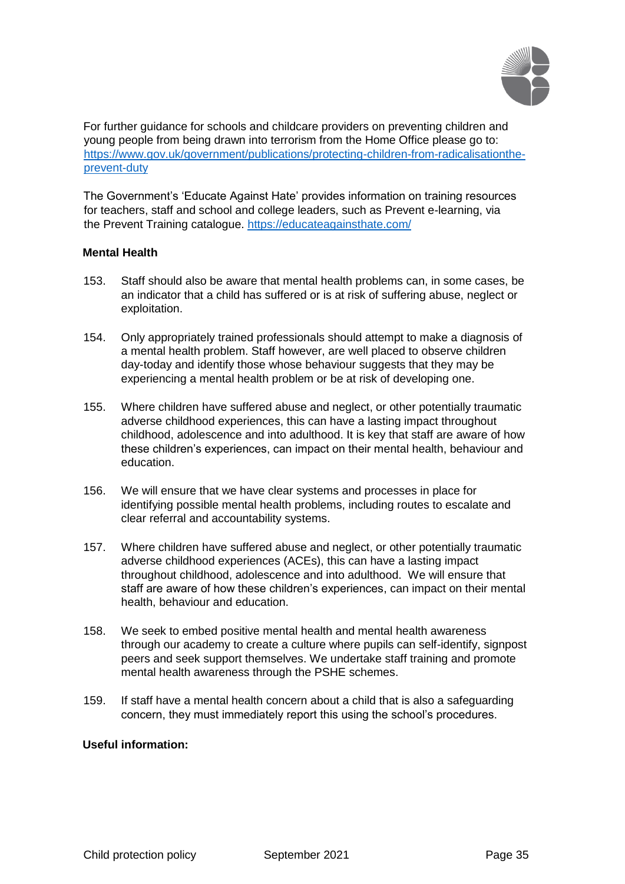For further guidance for schools and childcare providers on preventing children and young people from being drawn into terrorism from the Home Office please go to: [https://www.gov.uk/government/publications/protecting-children-from-radicalisationthe-prevent-duty](https://www.gov.uk/government/publications/protecting-children-from-radicalisationthe-prevent-duty)

The Government's 'Educate Against Hate' provides information on training resources for teachers, staff and school and college leaders, such as Prevent e-learning, via the Prevent Training catalogue. [https://educateagainsthate.com/](https://educateagainsthate.com/)

**Mental Health**

153. Staff should also be aware that mental health problems can, in some cases, be an indicator that a child has suffered or is at risk of suffering abuse, neglect or exploitation.

154. Only appropriately trained professionals should attempt to make a diagnosis of a mental health problem. Staff however, are well placed to observe children day-today and identify those whose behaviour suggests that they may be experiencing a mental health problem or be at risk of developing one.

155. Where children have suffered abuse and neglect, or other potentially traumatic adverse childhood experiences, this can have a lasting impact throughout childhood, adolescence and into adulthood. It is key that staff are aware of how these children's experiences, can impact on their mental health, behaviour and education.

156. We will ensure that we have clear systems and processes in place for identifying possible mental health problems, including routes to escalate and clear referral and accountability systems.

157. Where children have suffered abuse and neglect, or other potentially traumatic adverse childhood experiences (ACEs), this can have a lasting impact throughout childhood, adolescence and into adulthood. We will ensure that staff are aware of how these children's experiences, can impact on their mental health, behaviour and education.

158. We seek to embed positive mental health and mental health awareness through our academy to create a culture where pupils can self-identify, signpost peers and seek support themselves. We undertake staff training and promote mental health awareness through the PSHE schemes.

159. If staff have a mental health concern about a child that is also a safeguarding concern, they must immediately report this using the school's procedures.

**Useful information:**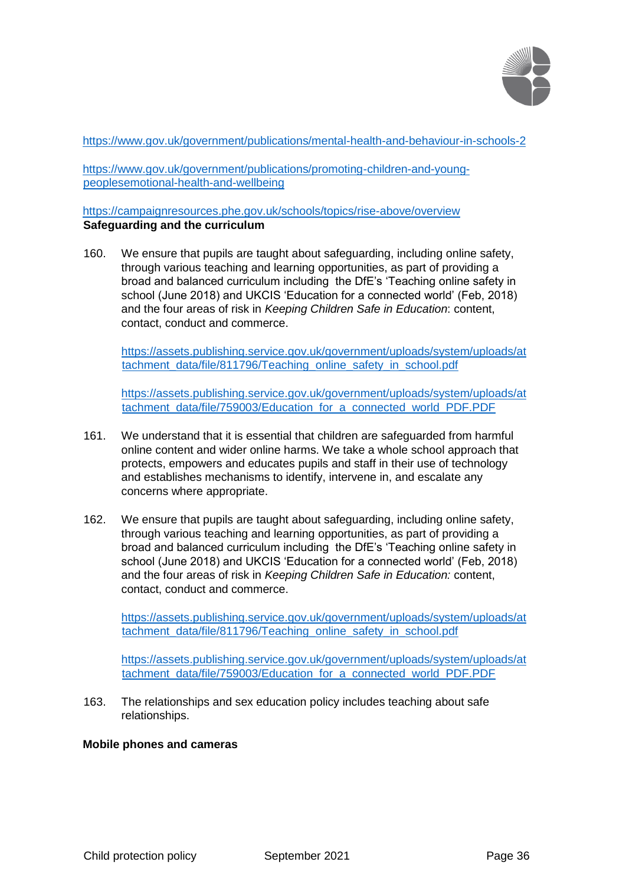https://www.gov.uk/government/publications/mental-health-and-behaviour-in-schools-2

https://www.gov.uk/government/publications/promoting-children-and-young-peoplesemotional-health-and-wellbeing

https://campaignresources.phe.gov.uk/schools/topics/rise-above/overview

**Safeguarding and the curriculum**

160. We ensure that pupils are taught about safeguarding, including online safety, through various teaching and learning opportunities, as part of providing a broad and balanced curriculum including the DfE's 'Teaching online safety in school (June 2018) and UKCIS 'Education for a connected world' (Feb, 2018) and the four areas of risk in *Keeping Children Safe in Education*: content, contact, conduct and commerce.

    https://assets.publishing.service.gov.uk/government/uploads/system/uploads/attachment_data/file/811796/Teaching_online_safety_in_school.pdf

    https://assets.publishing.service.gov.uk/government/uploads/system/uploads/attachment_data/file/759003/Education_for_a_connected_world_PDF.PDF

161. We understand that it is essential that children are safeguarded from harmful online content and wider online harms. We take a whole school approach that protects, empowers and educates pupils and staff in their use of technology and establishes mechanisms to identify, intervene in, and escalate any concerns where appropriate.

162. We ensure that pupils are taught about safeguarding, including online safety, through various teaching and learning opportunities, as part of providing a broad and balanced curriculum including the DfE's 'Teaching online safety in school (June 2018) and UKCIS 'Education for a connected world' (Feb, 2018) and the four areas of risk in *Keeping Children Safe in Education:* content, contact, conduct and commerce.

    https://assets.publishing.service.gov.uk/government/uploads/system/uploads/attachment_data/file/811796/Teaching_online_safety_in_school.pdf

    https://assets.publishing.service.gov.uk/government/uploads/system/uploads/attachment_data/file/759003/Education_for_a_connected_world_PDF.PDF

163. The relationships and sex education policy includes teaching about safe relationships.

**Mobile phones and cameras**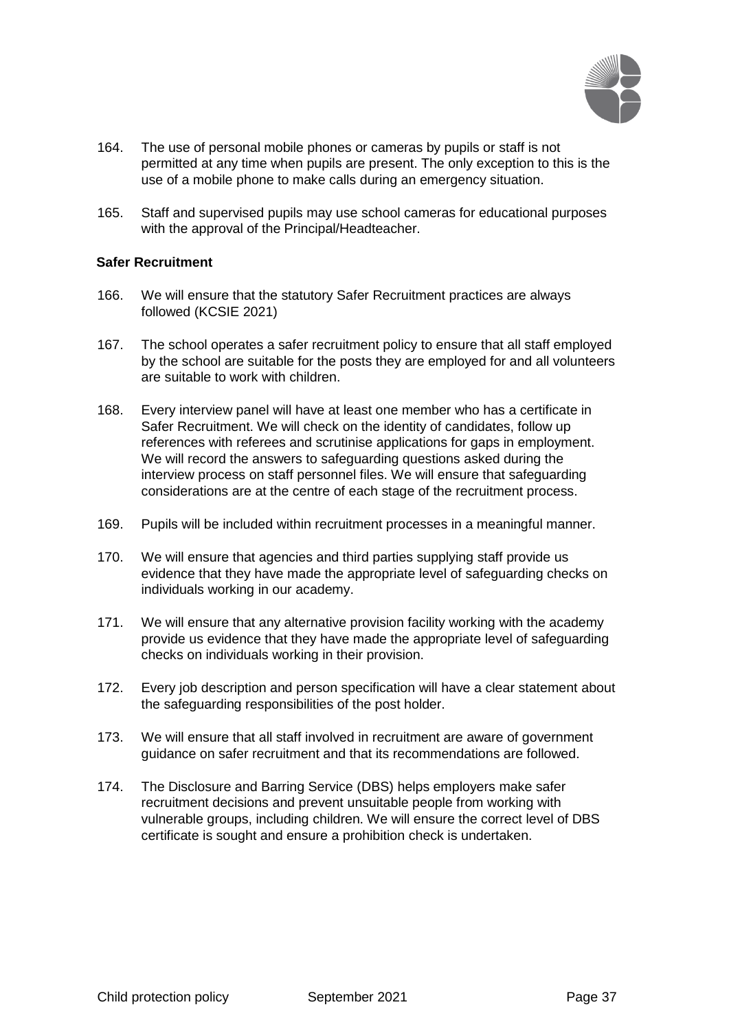164. The use of personal mobile phones or cameras by pupils or staff is not permitted at any time when pupils are present. The only exception to this is the use of a mobile phone to make calls during an emergency situation.

165. Staff and supervised pupils may use school cameras for educational purposes with the approval of the Principal/Headteacher.

**Safer Recruitment**

166. We will ensure that the statutory Safer Recruitment practices are always followed (KCSIE 2021)

167. The school operates a safer recruitment policy to ensure that all staff employed by the school are suitable for the posts they are employed for and all volunteers are suitable to work with children.

168. Every interview panel will have at least one member who has a certificate in Safer Recruitment. We will check on the identity of candidates, follow up references with referees and scrutinise applications for gaps in employment. We will record the answers to safeguarding questions asked during the interview process on staff personnel files. We will ensure that safeguarding considerations are at the centre of each stage of the recruitment process.

169. Pupils will be included within recruitment processes in a meaningful manner.

170. We will ensure that agencies and third parties supplying staff provide us evidence that they have made the appropriate level of safeguarding checks on individuals working in our academy.

171. We will ensure that any alternative provision facility working with the academy provide us evidence that they have made the appropriate level of safeguarding checks on individuals working in their provision.

172. Every job description and person specification will have a clear statement about the safeguarding responsibilities of the post holder.

173. We will ensure that all staff involved in recruitment are aware of government guidance on safer recruitment and that its recommendations are followed.

174. The Disclosure and Barring Service (DBS) helps employers make safer recruitment decisions and prevent unsuitable people from working with vulnerable groups, including children. We will ensure the correct level of DBS certificate is sought and ensure a prohibition check is undertaken.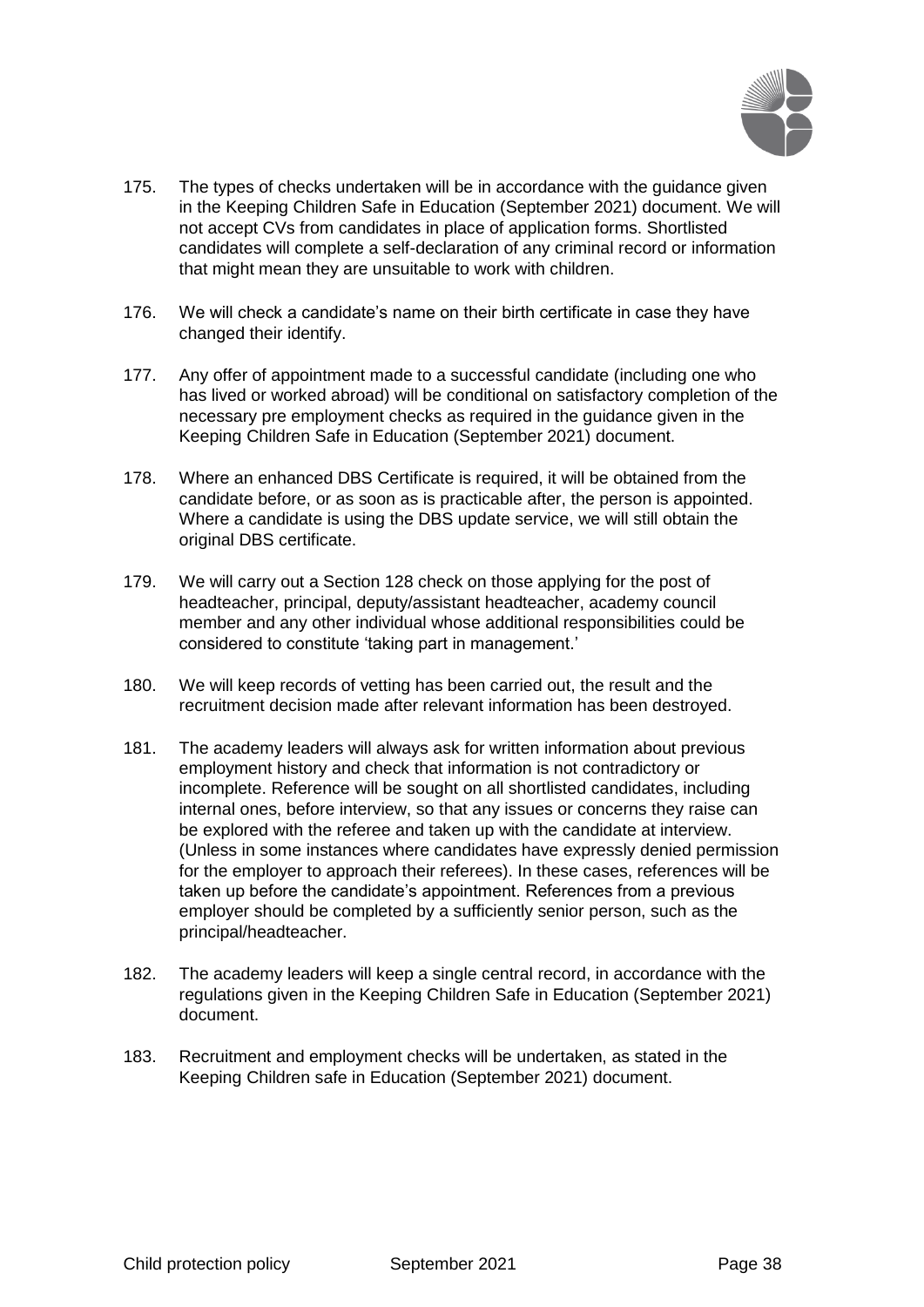175. The types of checks undertaken will be in accordance with the guidance given in the Keeping Children Safe in Education (September 2021) document. We will not accept CVs from candidates in place of application forms. Shortlisted candidates will complete a self-declaration of any criminal record or information that might mean they are unsuitable to work with children.

176. We will check a candidate's name on their birth certificate in case they have changed their identify.

177. Any offer of appointment made to a successful candidate (including one who has lived or worked abroad) will be conditional on satisfactory completion of the necessary pre employment checks as required in the guidance given in the Keeping Children Safe in Education (September 2021) document.

178. Where an enhanced DBS Certificate is required, it will be obtained from the candidate before, or as soon as is practicable after, the person is appointed. Where a candidate is using the DBS update service, we will still obtain the original DBS certificate.

179. We will carry out a Section 128 check on those applying for the post of headteacher, principal, deputy/assistant headteacher, academy council member and any other individual whose additional responsibilities could be considered to constitute 'taking part in management.'

180. We will keep records of vetting has been carried out, the result and the recruitment decision made after relevant information has been destroyed.

181. The academy leaders will always ask for written information about previous employment history and check that information is not contradictory or incomplete. Reference will be sought on all shortlisted candidates, including internal ones, before interview, so that any issues or concerns they raise can be explored with the referee and taken up with the candidate at interview. (Unless in some instances where candidates have expressly denied permission for the employer to approach their referees). In these cases, references will be taken up before the candidate's appointment. References from a previous employer should be completed by a sufficiently senior person, such as the principal/headteacher.

182. The academy leaders will keep a single central record, in accordance with the regulations given in the Keeping Children Safe in Education (September 2021) document.

183. Recruitment and employment checks will be undertaken, as stated in the Keeping Children safe in Education (September 2021) document.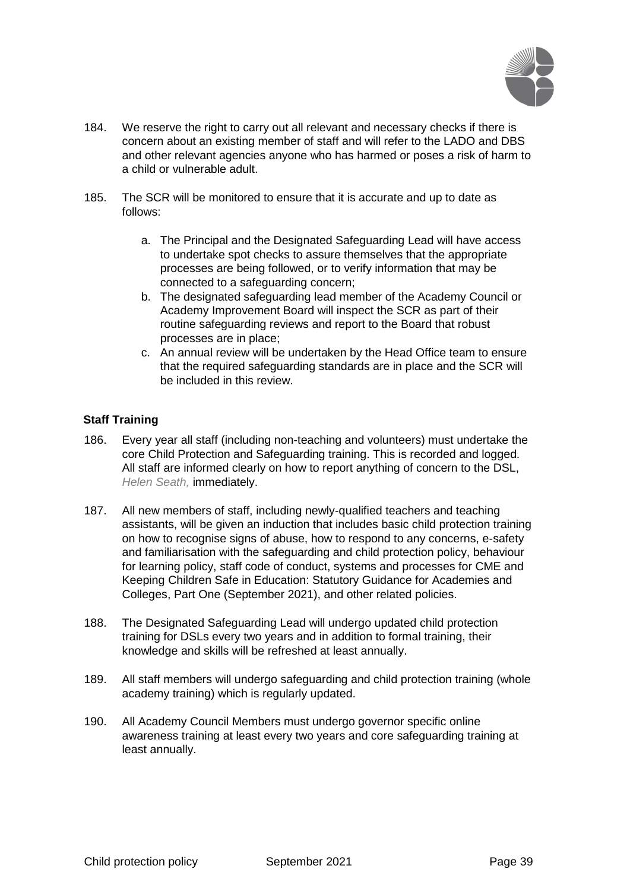184. We reserve the right to carry out all relevant and necessary checks if there is concern about an existing member of staff and will refer to the LADO and DBS and other relevant agencies anyone who has harmed or poses a risk of harm to a child or vulnerable adult.

185. The SCR will be monitored to ensure that it is accurate and up to date as follows:

    a. The Principal and the Designated Safeguarding Lead will have access to undertake spot checks to assure themselves that the appropriate processes are being followed, or to verify information that may be connected to a safeguarding concern;
    b. The designated safeguarding lead member of the Academy Council or Academy Improvement Board will inspect the SCR as part of their routine safeguarding reviews and report to the Board that robust processes are in place;
    c. An annual review will be undertaken by the Head Office team to ensure that the required safeguarding standards are in place and the SCR will be included in this review.

**Staff Training**

186. Every year all staff (including non-teaching and volunteers) must undertake the core Child Protection and Safeguarding training. This is recorded and logged. All staff are informed clearly on how to report anything of concern to the DSL, *Helen Seath,* immediately.

187. All new members of staff, including newly-qualified teachers and teaching assistants, will be given an induction that includes basic child protection training on how to recognise signs of abuse, how to respond to any concerns, e-safety and familiarisation with the safeguarding and child protection policy, behaviour for learning policy, staff code of conduct, systems and processes for CME and Keeping Children Safe in Education: Statutory Guidance for Academies and Colleges, Part One (September 2021), and other related policies.

188. The Designated Safeguarding Lead will undergo updated child protection training for DSLs every two years and in addition to formal training, their knowledge and skills will be refreshed at least annually.

189. All staff members will undergo safeguarding and child protection training (whole academy training) which is regularly updated.

190. All Academy Council Members must undergo governor specific online awareness training at least every two years and core safeguarding training at least annually.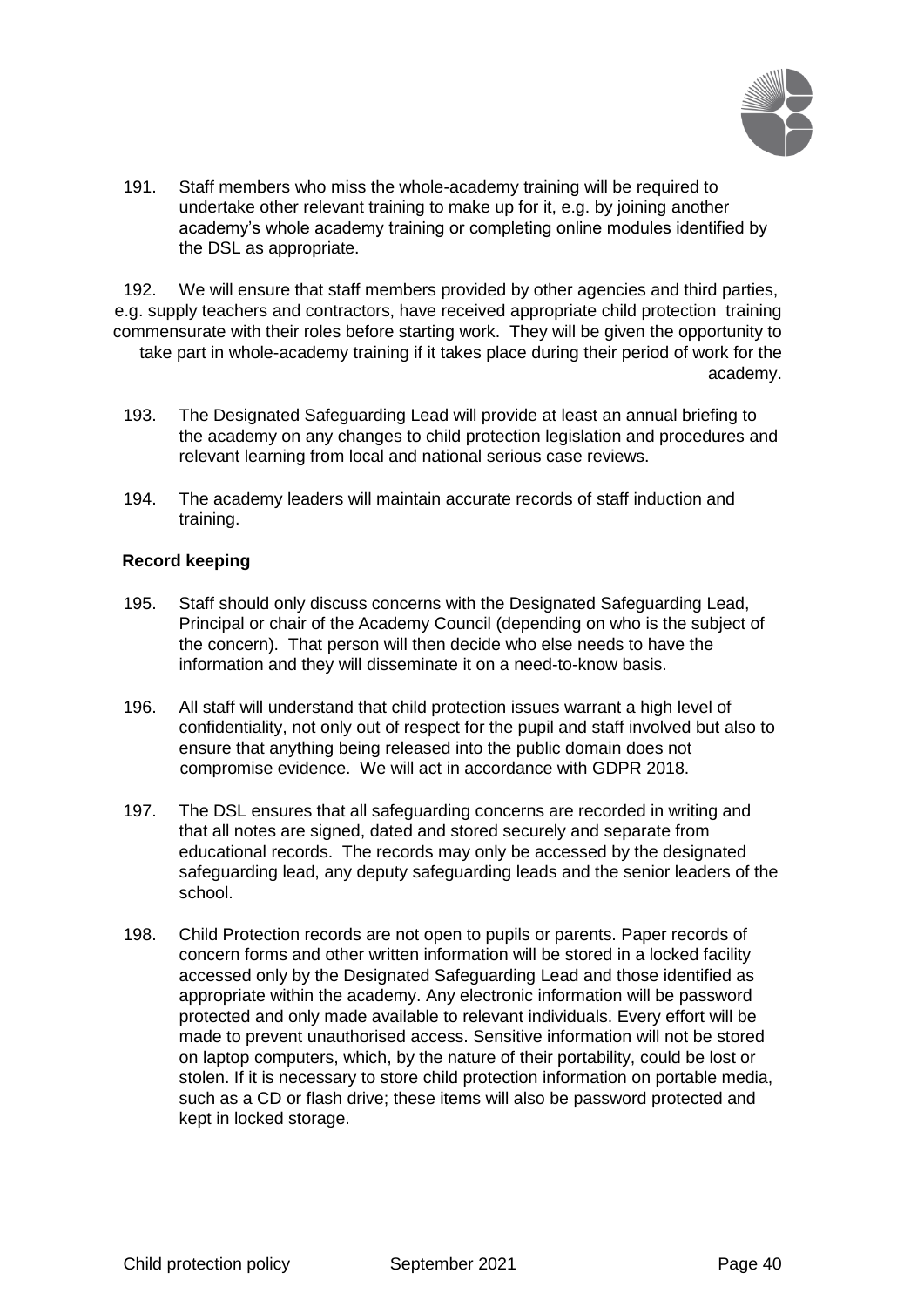191. Staff members who miss the whole-academy training will be required to undertake other relevant training to make up for it, e.g. by joining another academy's whole academy training or completing online modules identified by the DSL as appropriate.

192. We will ensure that staff members provided by other agencies and third parties, e.g. supply teachers and contractors, have received appropriate child protection training commensurate with their roles before starting work. They will be given the opportunity to take part in whole-academy training if it takes place during their period of work for the academy.

193. The Designated Safeguarding Lead will provide at least an annual briefing to the academy on any changes to child protection legislation and procedures and relevant learning from local and national serious case reviews.

194. The academy leaders will maintain accurate records of staff induction and training.

**Record keeping**

195. Staff should only discuss concerns with the Designated Safeguarding Lead, Principal or chair of the Academy Council (depending on who is the subject of the concern). That person will then decide who else needs to have the information and they will disseminate it on a need-to-know basis.

196. All staff will understand that child protection issues warrant a high level of confidentiality, not only out of respect for the pupil and staff involved but also to ensure that anything being released into the public domain does not compromise evidence. We will act in accordance with GDPR 2018.

197. The DSL ensures that all safeguarding concerns are recorded in writing and that all notes are signed, dated and stored securely and separate from educational records. The records may only be accessed by the designated safeguarding lead, any deputy safeguarding leads and the senior leaders of the school.

198. Child Protection records are not open to pupils or parents. Paper records of concern forms and other written information will be stored in a locked facility accessed only by the Designated Safeguarding Lead and those identified as appropriate within the academy. Any electronic information will be password protected and only made available to relevant individuals. Every effort will be made to prevent unauthorised access. Sensitive information will not be stored on laptop computers, which, by the nature of their portability, could be lost or stolen. If it is necessary to store child protection information on portable media, such as a CD or flash drive; these items will also be password protected and kept in locked storage.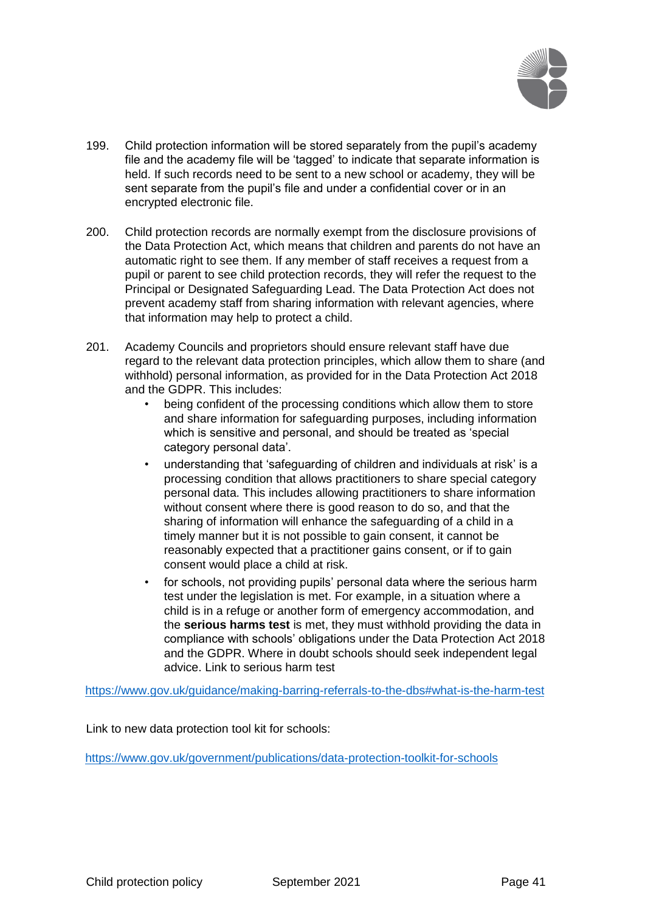199. Child protection information will be stored separately from the pupil's academy file and the academy file will be 'tagged' to indicate that separate information is held. If such records need to be sent to a new school or academy, they will be sent separate from the pupil's file and under a confidential cover or in an encrypted electronic file.

200. Child protection records are normally exempt from the disclosure provisions of the Data Protection Act, which means that children and parents do not have an automatic right to see them. If any member of staff receives a request from a pupil or parent to see child protection records, they will refer the request to the Principal or Designated Safeguarding Lead. The Data Protection Act does not prevent academy staff from sharing information with relevant agencies, where that information may help to protect a child.

201. Academy Councils and proprietors should ensure relevant staff have due regard to the relevant data protection principles, which allow them to share (and withhold) personal information, as provided for in the Data Protection Act 2018 and the GDPR. This includes:
    - being confident of the processing conditions which allow them to store and share information for safeguarding purposes, including information which is sensitive and personal, and should be treated as 'special category personal data'.
    - understanding that 'safeguarding of children and individuals at risk' is a processing condition that allows practitioners to share special category personal data. This includes allowing practitioners to share information without consent where there is good reason to do so, and that the sharing of information will enhance the safeguarding of a child in a timely manner but it is not possible to gain consent, it cannot be reasonably expected that a practitioner gains consent, or if to gain consent would place a child at risk.
    - for schools, not providing pupils' personal data where the serious harm test under the legislation is met. For example, in a situation where a child is in a refuge or another form of emergency accommodation, and the **serious harms test** is met, they must withhold providing the data in compliance with schools' obligations under the Data Protection Act 2018 and the GDPR. Where in doubt schools should seek independent legal advice. Link to serious harm test

https://www.gov.uk/guidance/making-barring-referrals-to-the-dbs#what-is-the-harm-test

Link to new data protection tool kit for schools:

https://www.gov.uk/government/publications/data-protection-toolkit-for-schools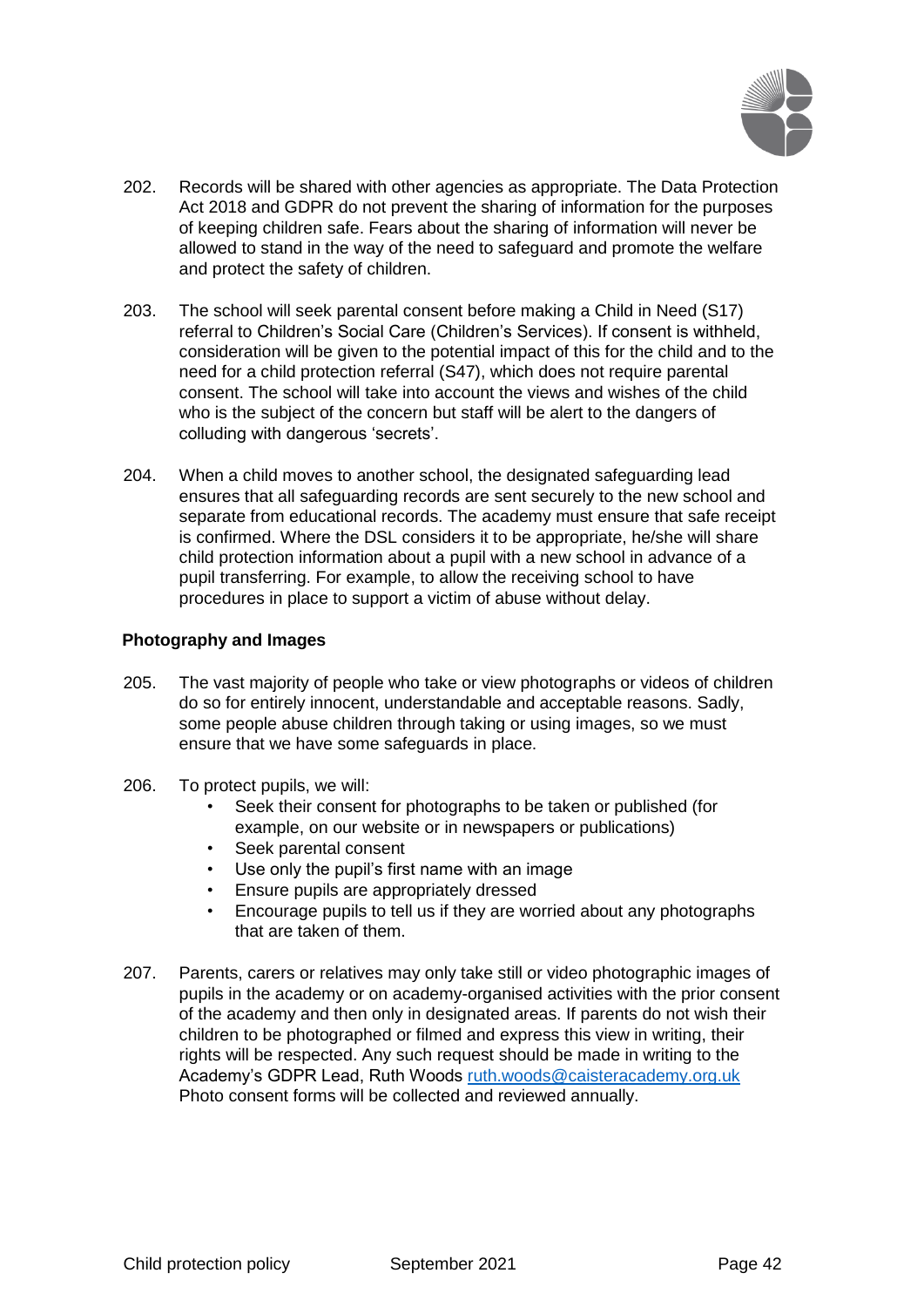202. Records will be shared with other agencies as appropriate. The Data Protection Act 2018 and GDPR do not prevent the sharing of information for the purposes of keeping children safe. Fears about the sharing of information will never be allowed to stand in the way of the need to safeguard and promote the welfare and protect the safety of children.

203. The school will seek parental consent before making a Child in Need (S17) referral to Children's Social Care (Children's Services). If consent is withheld, consideration will be given to the potential impact of this for the child and to the need for a child protection referral (S47), which does not require parental consent. The school will take into account the views and wishes of the child who is the subject of the concern but staff will be alert to the dangers of colluding with dangerous 'secrets'.

204. When a child moves to another school, the designated safeguarding lead ensures that all safeguarding records are sent securely to the new school and separate from educational records. The academy must ensure that safe receipt is confirmed. Where the DSL considers it to be appropriate, he/she will share child protection information about a pupil with a new school in advance of a pupil transferring. For example, to allow the receiving school to have procedures in place to support a victim of abuse without delay.

**Photography and Images**

205. The vast majority of people who take or view photographs or videos of children do so for entirely innocent, understandable and acceptable reasons. Sadly, some people abuse children through taking or using images, so we must ensure that we have some safeguards in place.

206. To protect pupils, we will:
    - Seek their consent for photographs to be taken or published (for example, on our website or in newspapers or publications)
    - Seek parental consent
    - Use only the pupil's first name with an image
    - Ensure pupils are appropriately dressed
    - Encourage pupils to tell us if they are worried about any photographs that are taken of them.

207. Parents, carers or relatives may only take still or video photographic images of pupils in the academy or on academy-organised activities with the prior consent of the academy and then only in designated areas. If parents do not wish their children to be photographed or filmed and express this view in writing, their rights will be respected. Any such request should be made in writing to the Academy's GDPR Lead, Ruth Woods ruth.woods@caisteracademy.org.uk Photo consent forms will be collected and reviewed annually.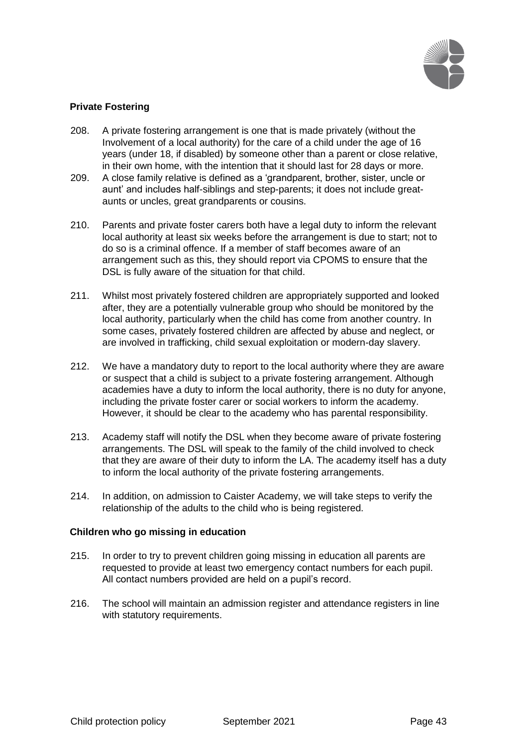**Private Fostering**

208. A private fostering arrangement is one that is made privately (without the Involvement of a local authority) for the care of a child under the age of 16 years (under 18, if disabled) by someone other than a parent or close relative, in their own home, with the intention that it should last for 28 days or more.

209. A close family relative is defined as a 'grandparent, brother, sister, uncle or aunt' and includes half-siblings and step-parents; it does not include great-aunts or uncles, great grandparents or cousins.

210. Parents and private foster carers both have a legal duty to inform the relevant local authority at least six weeks before the arrangement is due to start; not to do so is a criminal offence. If a member of staff becomes aware of an arrangement such as this, they should report via CPOMS to ensure that the DSL is fully aware of the situation for that child.

211. Whilst most privately fostered children are appropriately supported and looked after, they are a potentially vulnerable group who should be monitored by the local authority, particularly when the child has come from another country. In some cases, privately fostered children are affected by abuse and neglect, or are involved in trafficking, child sexual exploitation or modern-day slavery.

212. We have a mandatory duty to report to the local authority where they are aware or suspect that a child is subject to a private fostering arrangement. Although academies have a duty to inform the local authority, there is no duty for anyone, including the private foster carer or social workers to inform the academy. However, it should be clear to the academy who has parental responsibility.

213. Academy staff will notify the DSL when they become aware of private fostering arrangements. The DSL will speak to the family of the child involved to check that they are aware of their duty to inform the LA. The academy itself has a duty to inform the local authority of the private fostering arrangements.

214. In addition, on admission to Caister Academy, we will take steps to verify the relationship of the adults to the child who is being registered.

**Children who go missing in education**

215. In order to try to prevent children going missing in education all parents are requested to provide at least two emergency contact numbers for each pupil. All contact numbers provided are held on a pupil's record.

216. The school will maintain an admission register and attendance registers in line with statutory requirements.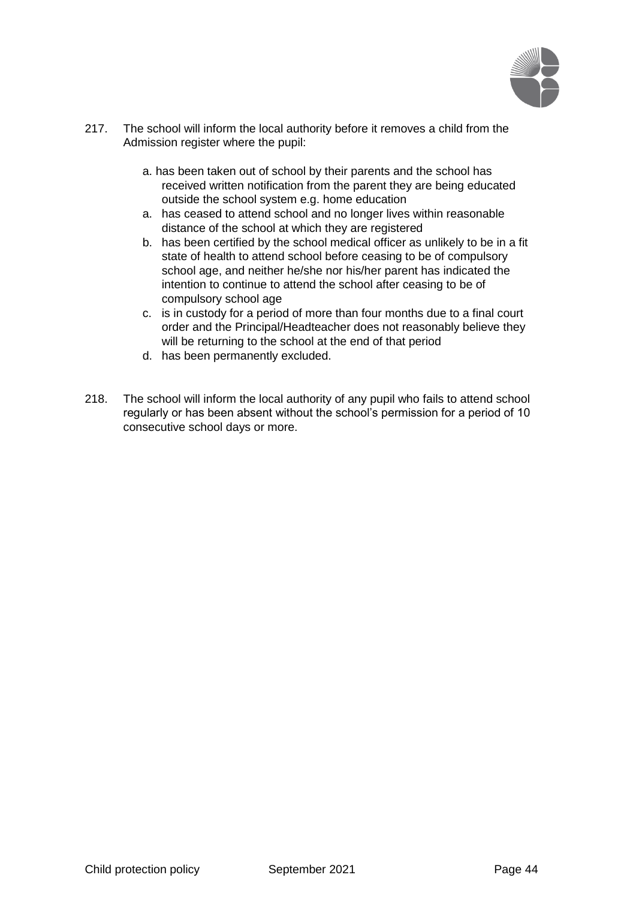217. The school will inform the local authority before it removes a child from the Admission register where the pupil:

   a. has been taken out of school by their parents and the school has received written notification from the parent they are being educated outside the school system e.g. home education
   a. has ceased to attend school and no longer lives within reasonable distance of the school at which they are registered
   b. has been certified by the school medical officer as unlikely to be in a fit state of health to attend school before ceasing to be of compulsory school age, and neither he/she nor his/her parent has indicated the intention to continue to attend the school after ceasing to be of compulsory school age
   c. is in custody for a period of more than four months due to a final court order and the Principal/Headteacher does not reasonably believe they will be returning to the school at the end of that period
   d. has been permanently excluded.

218. The school will inform the local authority of any pupil who fails to attend school regularly or has been absent without the school's permission for a period of 10 consecutive school days or more.